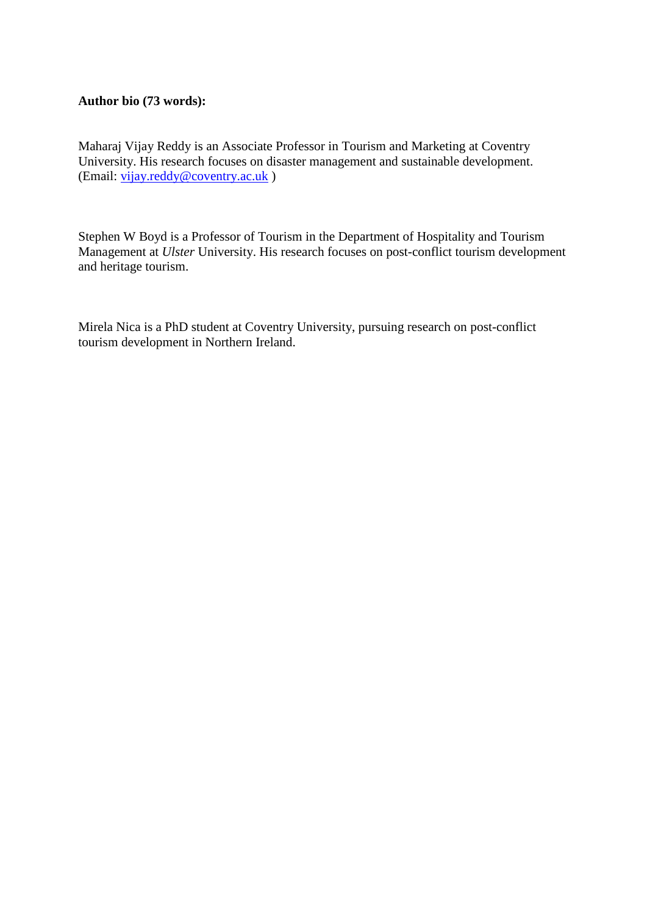**Author bio (73 words):**

Maharaj Vijay Reddy is an Associate Professor in Tourism and Marketing at Coventry University. His research focuses on disaster management and sustainable development. (Email: vijay.reddy@coventry.ac.uk )

Stephen W Boyd is a Professor of Tourism in the Department of Hospitality and Tourism Management at *Ulster* University. His research focuses on post-conflict tourism development and heritage tourism.

Mirela Nica is a PhD student at Coventry University, pursuing research on post-conflict tourism development in Northern Ireland.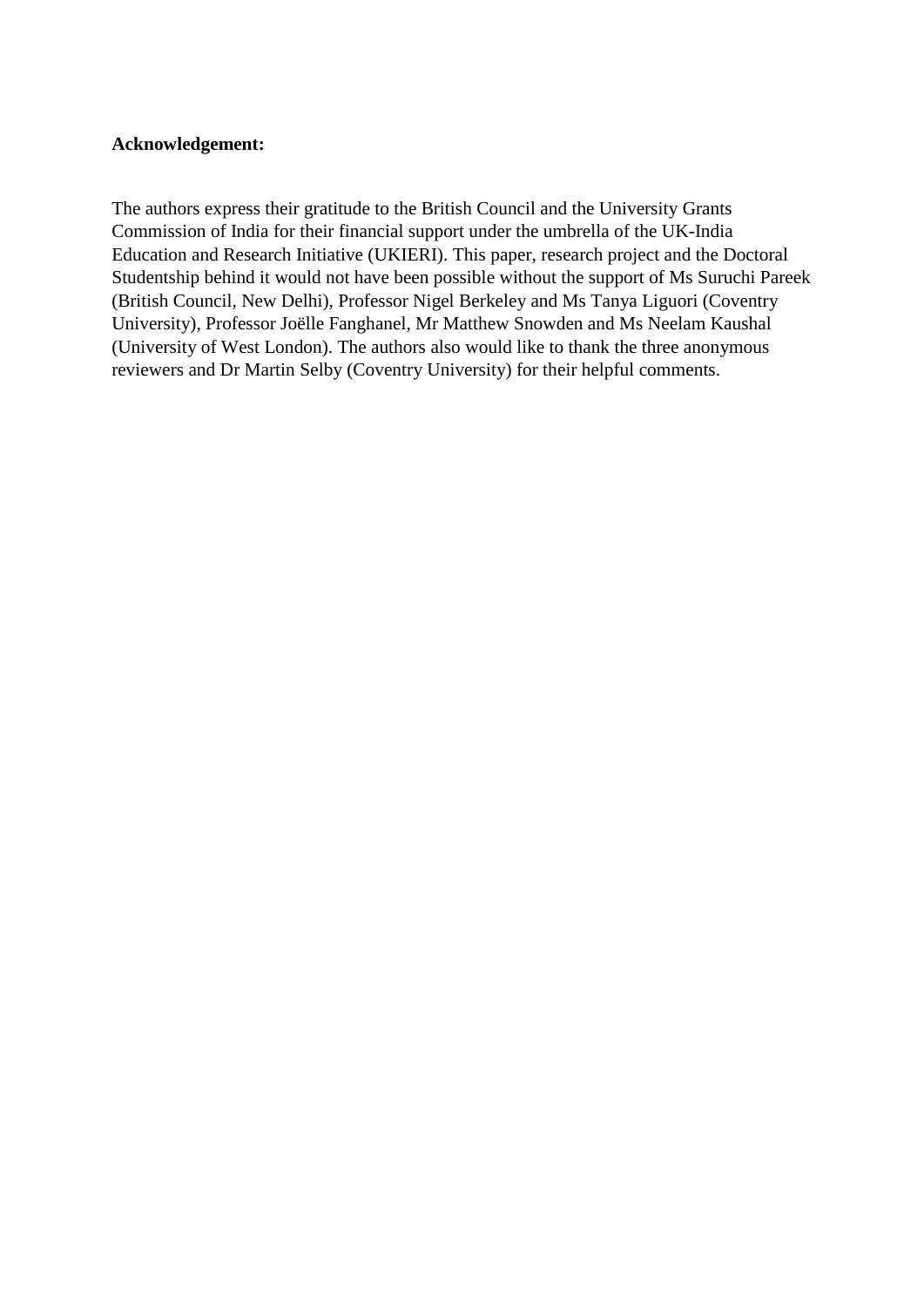**Acknowledgement:**

The authors express their gratitude to the British Council and the University Grants Commission of India for their financial support under the umbrella of the UK-India Education and Research Initiative (UKIERI). This paper, research project and the Doctoral Studentship behind it would not have been possible without the support of Ms Suruchi Pareek (British Council, New Delhi), Professor Nigel Berkeley and Ms Tanya Liguori (Coventry University), Professor Joëlle Fanghanel, Mr Matthew Snowden and Ms Neelam Kaushal (University of West London). The authors also would like to thank the three anonymous reviewers and Dr Martin Selby (Coventry University) for their helpful comments.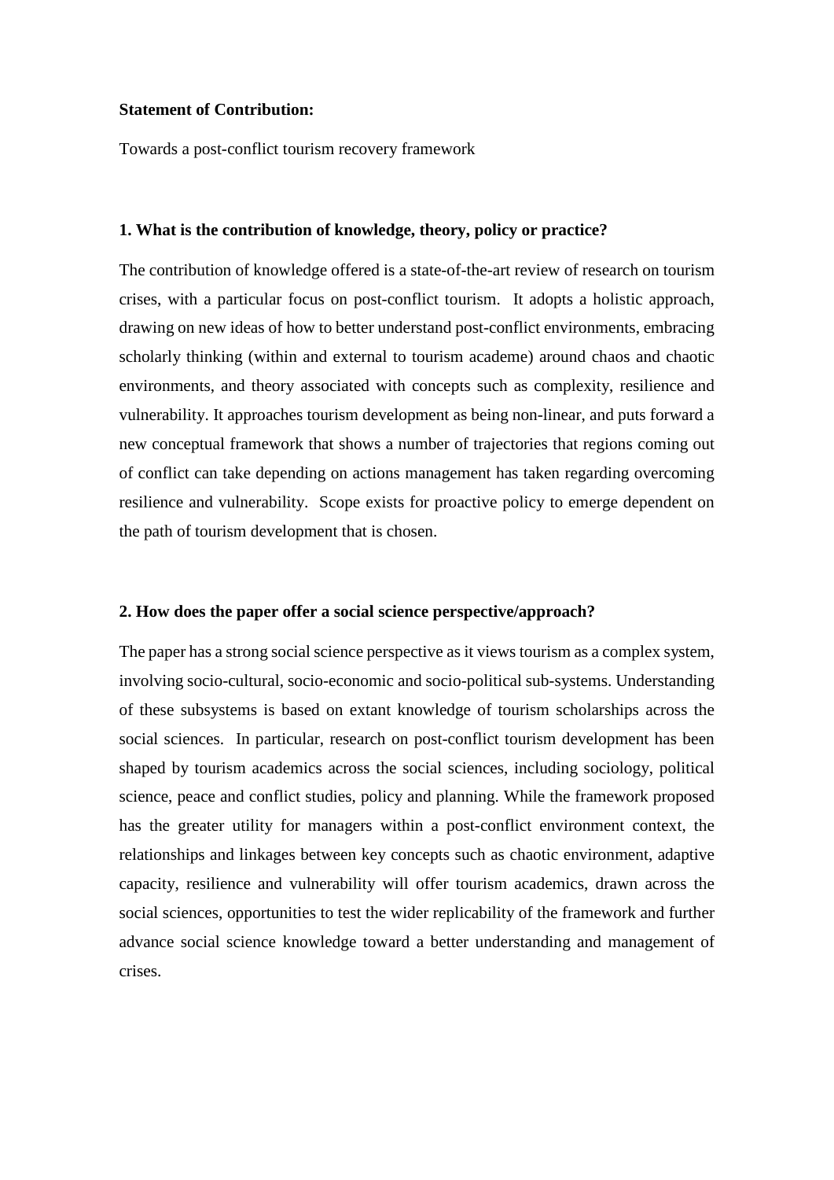**Statement of Contribution:**

Towards a post-conflict tourism recovery framework

**1. What is the contribution of knowledge, theory, policy or practice?**

The contribution of knowledge offered is a state-of-the-art review of research on tourism crises, with a particular focus on post-conflict tourism. It adopts a holistic approach, drawing on new ideas of how to better understand post-conflict environments, embracing scholarly thinking (within and external to tourism academe) around chaos and chaotic environments, and theory associated with concepts such as complexity, resilience and vulnerability. It approaches tourism development as being non-linear, and puts forward a new conceptual framework that shows a number of trajectories that regions coming out of conflict can take depending on actions management has taken regarding overcoming resilience and vulnerability. Scope exists for proactive policy to emerge dependent on the path of tourism development that is chosen.

**2. How does the paper offer a social science perspective/approach?**

The paper has a strong social science perspective as it views tourism as a complex system, involving socio-cultural, socio-economic and socio-political sub-systems. Understanding of these subsystems is based on extant knowledge of tourism scholarships across the social sciences. In particular, research on post-conflict tourism development has been shaped by tourism academics across the social sciences, including sociology, political science, peace and conflict studies, policy and planning. While the framework proposed has the greater utility for managers within a post-conflict environment context, the relationships and linkages between key concepts such as chaotic environment, adaptive capacity, resilience and vulnerability will offer tourism academics, drawn across the social sciences, opportunities to test the wider replicability of the framework and further advance social science knowledge toward a better understanding and management of crises.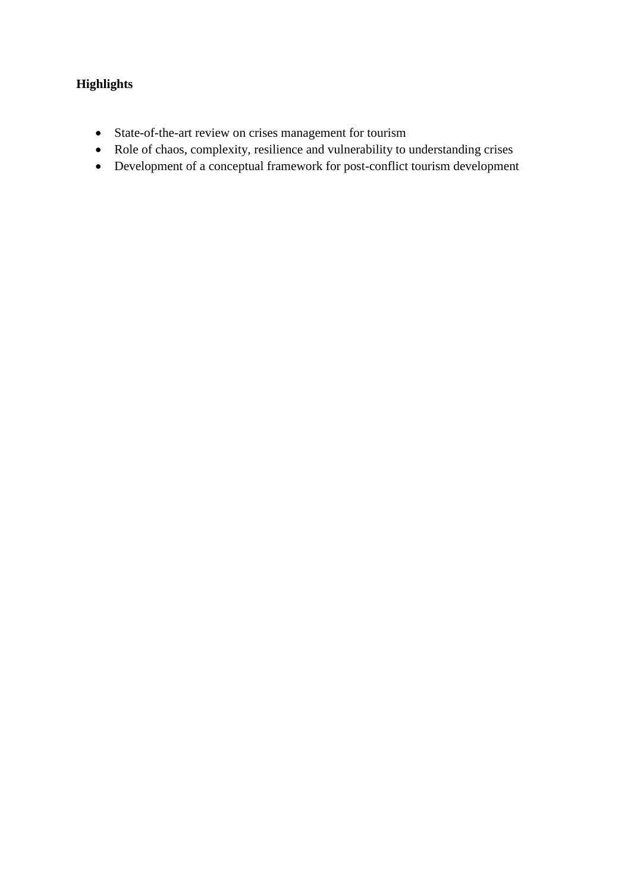**Highlights**

- State-of-the-art review on crises management for tourism
- Role of chaos, complexity, resilience and vulnerability to understanding crises
- Development of a conceptual framework for post-conflict tourism development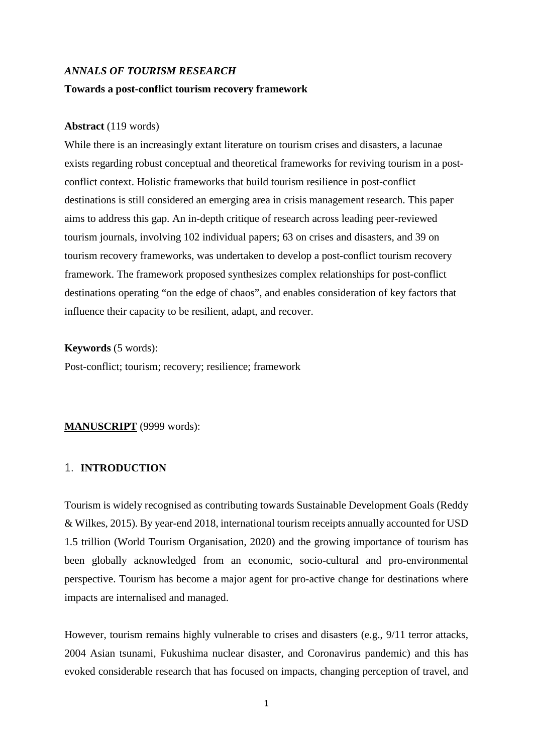*ANNALS OF TOURISM RESEARCH*

**Towards a post-conflict tourism recovery framework**

**Abstract** (119 words)

While there is an increasingly extant literature on tourism crises and disasters, a lacunae exists regarding robust conceptual and theoretical frameworks for reviving tourism in a post-conflict context. Holistic frameworks that build tourism resilience in post-conflict destinations is still considered an emerging area in crisis management research. This paper aims to address this gap. An in-depth critique of research across leading peer-reviewed tourism journals, involving 102 individual papers; 63 on crises and disasters, and 39 on tourism recovery frameworks, was undertaken to develop a post-conflict tourism recovery framework. The framework proposed synthesizes complex relationships for post-conflict destinations operating "on the edge of chaos", and enables consideration of key factors that influence their capacity to be resilient, adapt, and recover.

**Keywords** (5 words):

Post-conflict; tourism; recovery; resilience; framework

**MANUSCRIPT** (9999 words):

# 1. INTRODUCTION

Tourism is widely recognised as contributing towards Sustainable Development Goals (Reddy & Wilkes, 2015). By year-end 2018, international tourism receipts annually accounted for USD 1.5 trillion (World Tourism Organisation, 2020) and the growing importance of tourism has been globally acknowledged from an economic, socio-cultural and pro-environmental perspective. Tourism has become a major agent for pro-active change for destinations where impacts are internalised and managed.

However, tourism remains highly vulnerable to crises and disasters (e.g., 9/11 terror attacks, 2004 Asian tsunami, Fukushima nuclear disaster, and Coronavirus pandemic) and this has evoked considerable research that has focused on impacts, changing perception of travel, and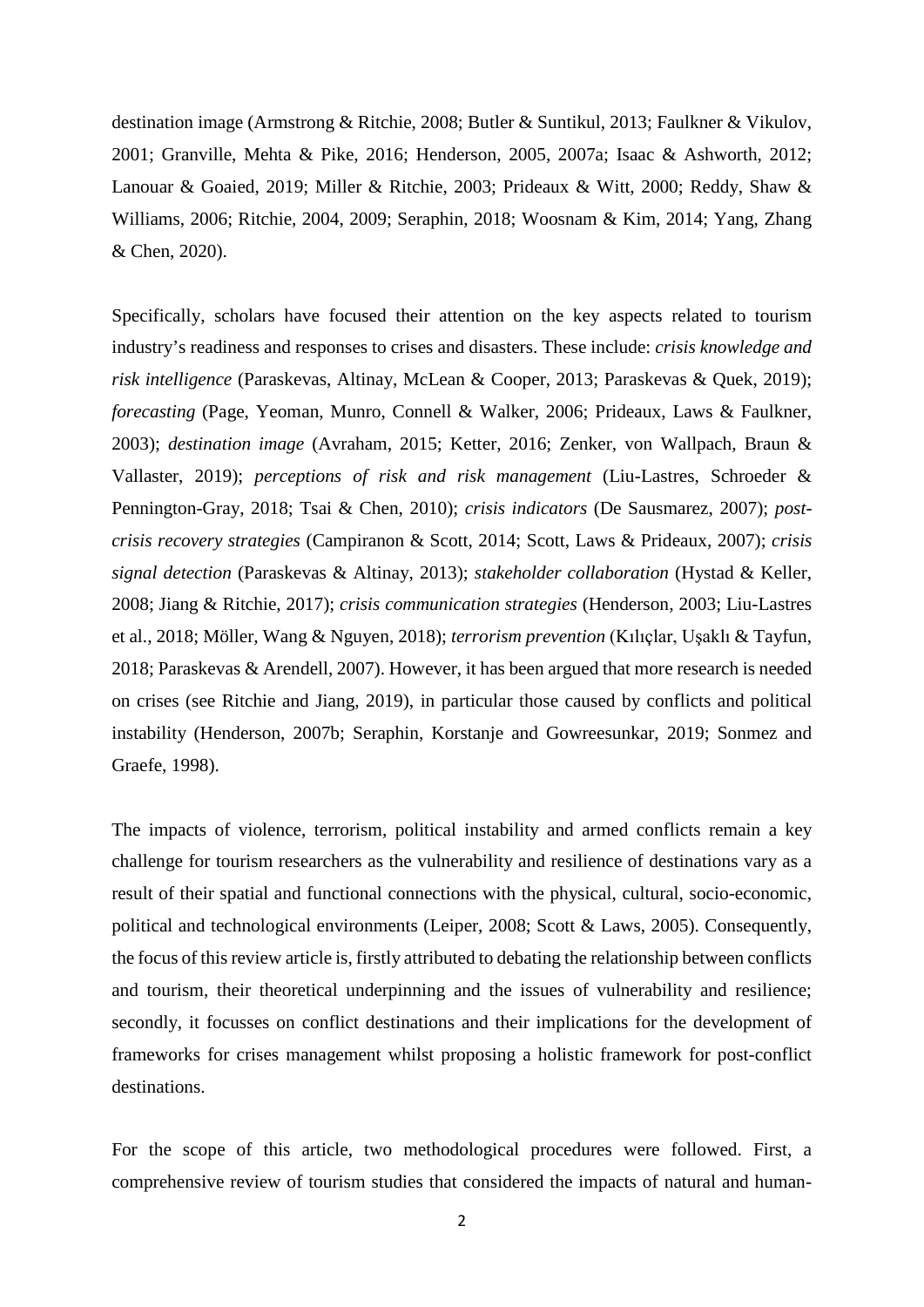destination image (Armstrong & Ritchie, 2008; Butler & Suntikul, 2013; Faulkner & Vikulov, 2001; Granville, Mehta & Pike, 2016; Henderson, 2005, 2007a; Isaac & Ashworth, 2012; Lanouar & Goaied, 2019; Miller & Ritchie, 2003; Prideaux & Witt, 2000; Reddy, Shaw & Williams, 2006; Ritchie, 2004, 2009; Seraphin, 2018; Woosnam & Kim, 2014; Yang, Zhang & Chen, 2020).

Specifically, scholars have focused their attention on the key aspects related to tourism industry's readiness and responses to crises and disasters. These include: *crisis knowledge and risk intelligence* (Paraskevas, Altinay, McLean & Cooper, 2013; Paraskevas & Quek, 2019); *forecasting* (Page, Yeoman, Munro, Connell & Walker, 2006; Prideaux, Laws & Faulkner, 2003); *destination image* (Avraham, 2015; Ketter, 2016; Zenker, von Wallpach, Braun & Vallaster, 2019); *perceptions of risk and risk management* (Liu-Lastres, Schroeder & Pennington-Gray, 2018; Tsai & Chen, 2010); *crisis indicators* (De Sausmarez, 2007); *post-crisis recovery strategies* (Campiranon & Scott, 2014; Scott, Laws & Prideaux, 2007); *crisis signal detection* (Paraskevas & Altinay, 2013); *stakeholder collaboration* (Hystad & Keller, 2008; Jiang & Ritchie, 2017); *crisis communication strategies* (Henderson, 2003; Liu-Lastres et al., 2018; Möller, Wang & Nguyen, 2018); *terrorism prevention* (Kılıçlar, Uşaklı & Tayfun, 2018; Paraskevas & Arendell, 2007). However, it has been argued that more research is needed on crises (see Ritchie and Jiang, 2019), in particular those caused by conflicts and political instability (Henderson, 2007b; Seraphin, Korstanje and Gowreesunkar, 2019; Sonmez and Graefe, 1998).

The impacts of violence, terrorism, political instability and armed conflicts remain a key challenge for tourism researchers as the vulnerability and resilience of destinations vary as a result of their spatial and functional connections with the physical, cultural, socio-economic, political and technological environments (Leiper, 2008; Scott & Laws, 2005). Consequently, the focus of this review article is, firstly attributed to debating the relationship between conflicts and tourism, their theoretical underpinning and the issues of vulnerability and resilience; secondly, it focusses on conflict destinations and their implications for the development of frameworks for crises management whilst proposing a holistic framework for post-conflict destinations.

For the scope of this article, two methodological procedures were followed. First, a comprehensive review of tourism studies that considered the impacts of natural and human-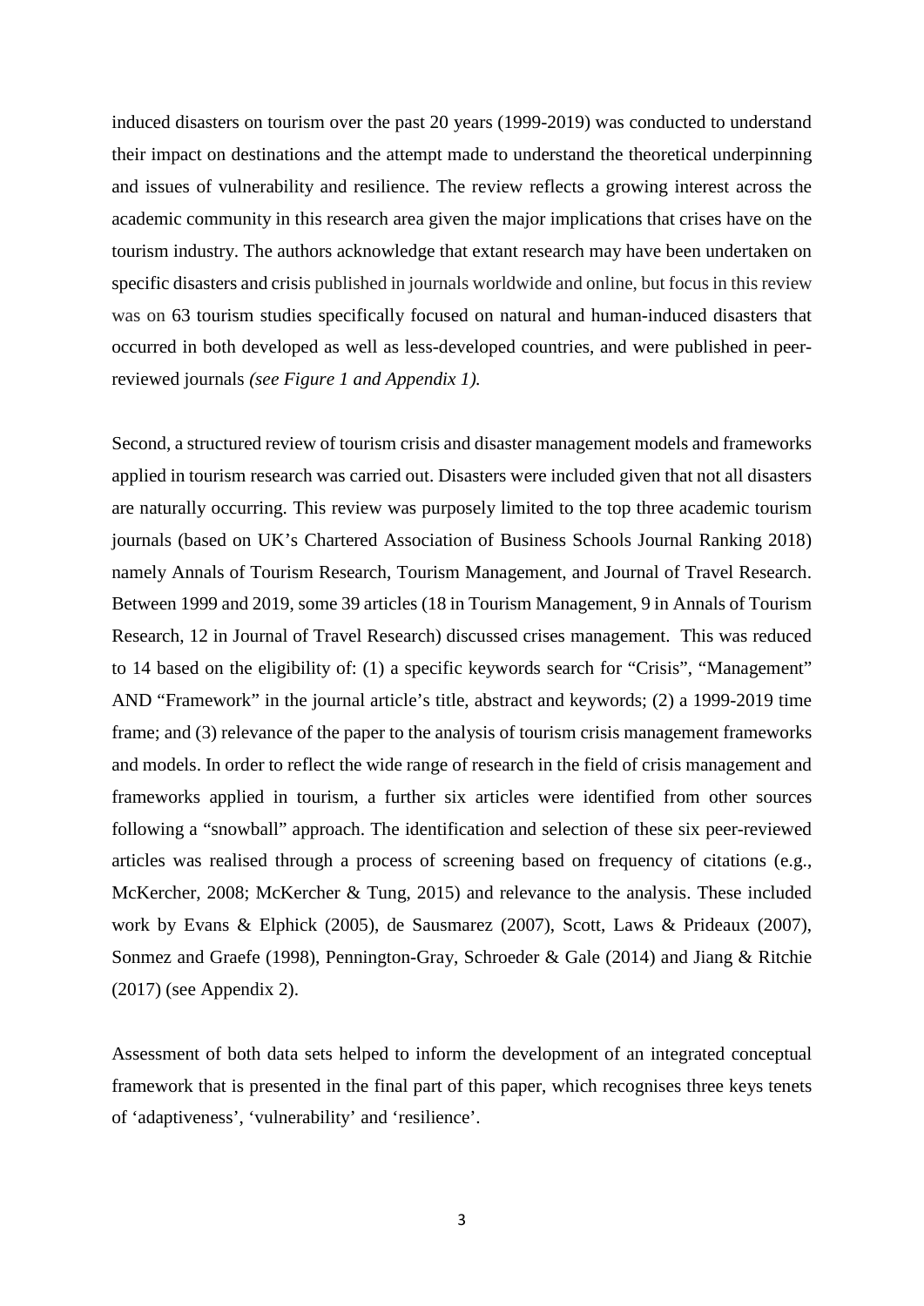induced disasters on tourism over the past 20 years (1999-2019) was conducted to understand their impact on destinations and the attempt made to understand the theoretical underpinning and issues of vulnerability and resilience. The review reflects a growing interest across the academic community in this research area given the major implications that crises have on the tourism industry. The authors acknowledge that extant research may have been undertaken on specific disasters and crisis published in journals worldwide and online, but focus in this review was on 63 tourism studies specifically focused on natural and human-induced disasters that occurred in both developed as well as less-developed countries, and were published in peer-reviewed journals *(see Figure 1 and Appendix 1).*

Second, a structured review of tourism crisis and disaster management models and frameworks applied in tourism research was carried out. Disasters were included given that not all disasters are naturally occurring. This review was purposely limited to the top three academic tourism journals (based on UK's Chartered Association of Business Schools Journal Ranking 2018) namely Annals of Tourism Research, Tourism Management, and Journal of Travel Research. Between 1999 and 2019, some 39 articles (18 in Tourism Management, 9 in Annals of Tourism Research, 12 in Journal of Travel Research) discussed crises management. This was reduced to 14 based on the eligibility of: (1) a specific keywords search for "Crisis", "Management" AND "Framework" in the journal article's title, abstract and keywords; (2) a 1999-2019 time frame; and (3) relevance of the paper to the analysis of tourism crisis management frameworks and models. In order to reflect the wide range of research in the field of crisis management and frameworks applied in tourism, a further six articles were identified from other sources following a "snowball" approach. The identification and selection of these six peer-reviewed articles was realised through a process of screening based on frequency of citations (e.g., McKercher, 2008; McKercher & Tung, 2015) and relevance to the analysis. These included work by Evans & Elphick (2005), de Sausmarez (2007), Scott, Laws & Prideaux (2007), Sonmez and Graefe (1998), Pennington-Gray, Schroeder & Gale (2014) and Jiang & Ritchie (2017) (see Appendix 2).

Assessment of both data sets helped to inform the development of an integrated conceptual framework that is presented in the final part of this paper, which recognises three keys tenets of 'adaptiveness', 'vulnerability' and 'resilience'.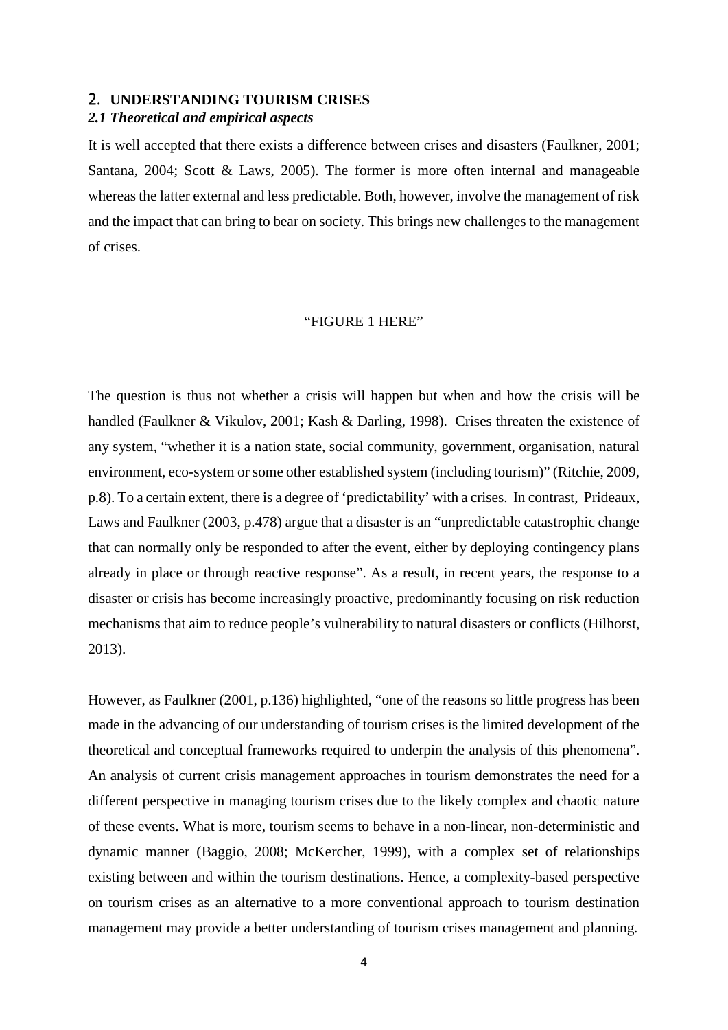## 2. UNDERSTANDING TOURISM CRISES

### *2.1 Theoretical and empirical aspects*

It is well accepted that there exists a difference between crises and disasters (Faulkner, 2001; Santana, 2004; Scott & Laws, 2005). The former is more often internal and manageable whereas the latter external and less predictable. Both, however, involve the management of risk and the impact that can bring to bear on society. This brings new challenges to the management of crises.

"FIGURE 1 HERE"

The question is thus not whether a crisis will happen but when and how the crisis will be handled (Faulkner & Vikulov, 2001; Kash & Darling, 1998). Crises threaten the existence of any system, "whether it is a nation state, social community, government, organisation, natural environment, eco-system or some other established system (including tourism)" (Ritchie, 2009, p.8). To a certain extent, there is a degree of 'predictability' with a crises. In contrast, Prideaux, Laws and Faulkner (2003, p.478) argue that a disaster is an "unpredictable catastrophic change that can normally only be responded to after the event, either by deploying contingency plans already in place or through reactive response". As a result, in recent years, the response to a disaster or crisis has become increasingly proactive, predominantly focusing on risk reduction mechanisms that aim to reduce people's vulnerability to natural disasters or conflicts (Hilhorst, 2013).

However, as Faulkner (2001, p.136) highlighted, "one of the reasons so little progress has been made in the advancing of our understanding of tourism crises is the limited development of the theoretical and conceptual frameworks required to underpin the analysis of this phenomena". An analysis of current crisis management approaches in tourism demonstrates the need for a different perspective in managing tourism crises due to the likely complex and chaotic nature of these events. What is more, tourism seems to behave in a non-linear, non-deterministic and dynamic manner (Baggio, 2008; McKercher, 1999), with a complex set of relationships existing between and within the tourism destinations. Hence, a complexity-based perspective on tourism crises as an alternative to a more conventional approach to tourism destination management may provide a better understanding of tourism crises management and planning.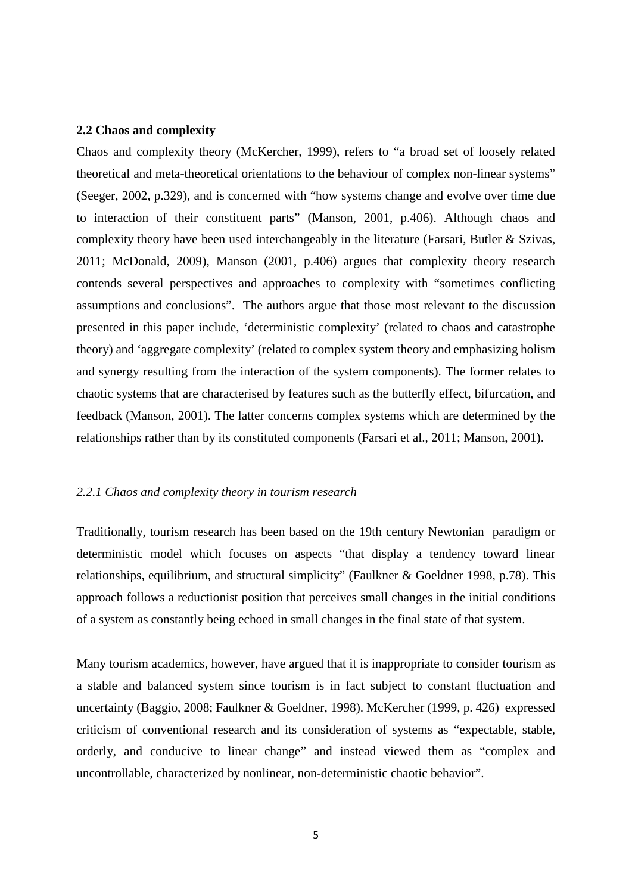## 2.2 Chaos and complexity

Chaos and complexity theory (McKercher, 1999), refers to "a broad set of loosely related theoretical and meta-theoretical orientations to the behaviour of complex non-linear systems" (Seeger, 2002, p.329), and is concerned with "how systems change and evolve over time due to interaction of their constituent parts" (Manson, 2001, p.406). Although chaos and complexity theory have been used interchangeably in the literature (Farsari, Butler & Szivas, 2011; McDonald, 2009), Manson (2001, p.406) argues that complexity theory research contends several perspectives and approaches to complexity with "sometimes conflicting assumptions and conclusions". The authors argue that those most relevant to the discussion presented in this paper include, 'deterministic complexity' (related to chaos and catastrophe theory) and 'aggregate complexity' (related to complex system theory and emphasizing holism and synergy resulting from the interaction of the system components). The former relates to chaotic systems that are characterised by features such as the butterfly effect, bifurcation, and feedback (Manson, 2001). The latter concerns complex systems which are determined by the relationships rather than by its constituted components (Farsari et al., 2011; Manson, 2001).

### *2.2.1 Chaos and complexity theory in tourism research*

Traditionally, tourism research has been based on the 19th century Newtonian paradigm or deterministic model which focuses on aspects "that display a tendency toward linear relationships, equilibrium, and structural simplicity" (Faulkner & Goeldner 1998, p.78). This approach follows a reductionist position that perceives small changes in the initial conditions of a system as constantly being echoed in small changes in the final state of that system.

Many tourism academics, however, have argued that it is inappropriate to consider tourism as a stable and balanced system since tourism is in fact subject to constant fluctuation and uncertainty (Baggio, 2008; Faulkner & Goeldner, 1998). McKercher (1999, p. 426) expressed criticism of conventional research and its consideration of systems as "expectable, stable, orderly, and conducive to linear change" and instead viewed them as "complex and uncontrollable, characterized by nonlinear, non-deterministic chaotic behavior".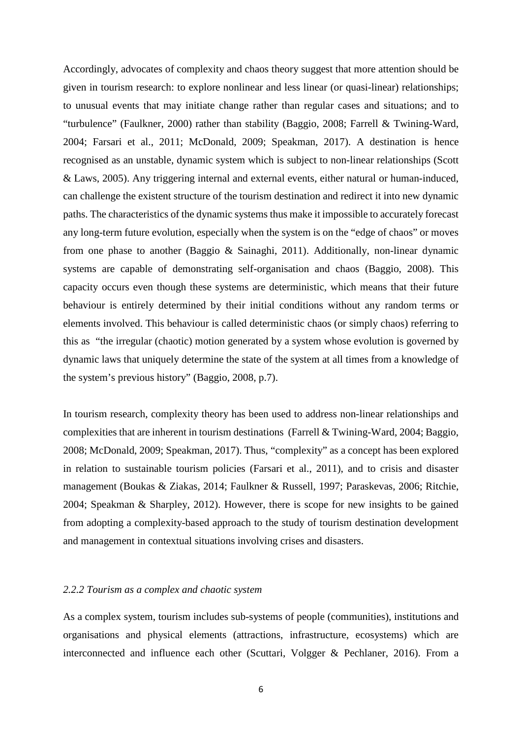Accordingly, advocates of complexity and chaos theory suggest that more attention should be given in tourism research: to explore nonlinear and less linear (or quasi-linear) relationships; to unusual events that may initiate change rather than regular cases and situations; and to "turbulence" (Faulkner, 2000) rather than stability (Baggio, 2008; Farrell & Twining-Ward, 2004; Farsari et al., 2011; McDonald, 2009; Speakman, 2017). A destination is hence recognised as an unstable, dynamic system which is subject to non-linear relationships (Scott & Laws, 2005). Any triggering internal and external events, either natural or human-induced, can challenge the existent structure of the tourism destination and redirect it into new dynamic paths. The characteristics of the dynamic systems thus make it impossible to accurately forecast any long-term future evolution, especially when the system is on the "edge of chaos" or moves from one phase to another (Baggio & Sainaghi, 2011). Additionally, non-linear dynamic systems are capable of demonstrating self-organisation and chaos (Baggio, 2008). This capacity occurs even though these systems are deterministic, which means that their future behaviour is entirely determined by their initial conditions without any random terms or elements involved. This behaviour is called deterministic chaos (or simply chaos) referring to this as "the irregular (chaotic) motion generated by a system whose evolution is governed by dynamic laws that uniquely determine the state of the system at all times from a knowledge of the system's previous history" (Baggio, 2008, p.7).

In tourism research, complexity theory has been used to address non-linear relationships and complexities that are inherent in tourism destinations (Farrell & Twining-Ward, 2004; Baggio, 2008; McDonald, 2009; Speakman, 2017). Thus, "complexity" as a concept has been explored in relation to sustainable tourism policies (Farsari et al., 2011), and to crisis and disaster management (Boukas & Ziakas, 2014; Faulkner & Russell, 1997; Paraskevas, 2006; Ritchie, 2004; Speakman & Sharpley, 2012). However, there is scope for new insights to be gained from adopting a complexity-based approach to the study of tourism destination development and management in contextual situations involving crises and disasters.

### *2.2.2 Tourism as a complex and chaotic system*

As a complex system, tourism includes sub-systems of people (communities), institutions and organisations and physical elements (attractions, infrastructure, ecosystems) which are interconnected and influence each other (Scuttari, Volgger & Pechlaner, 2016). From a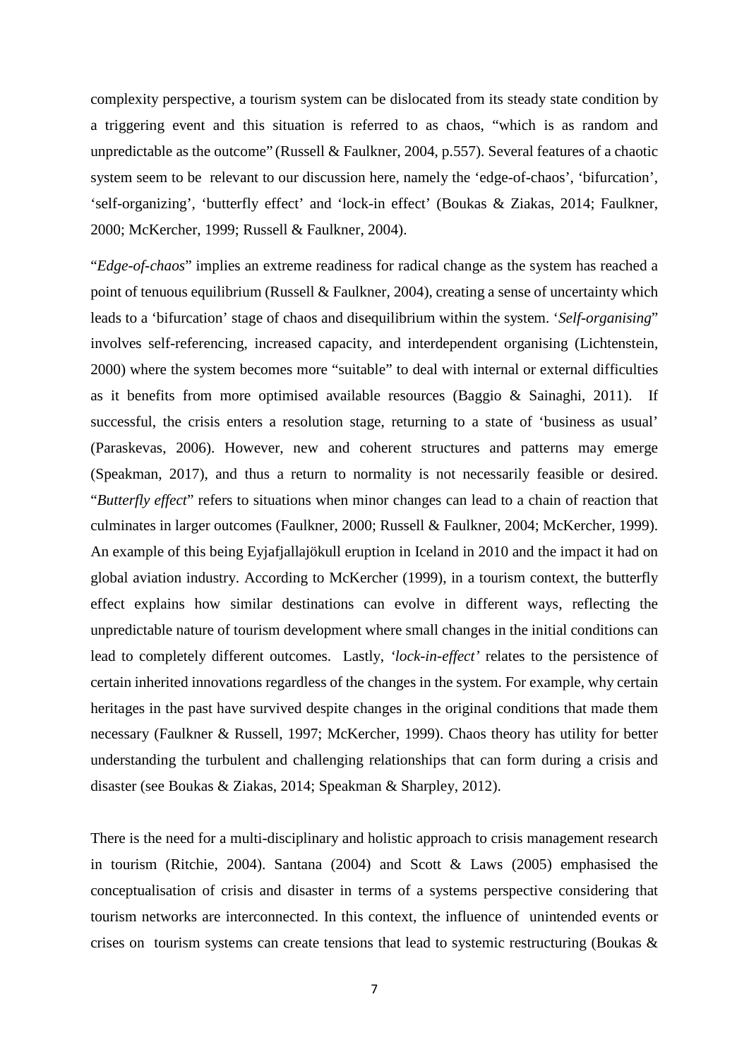complexity perspective, a tourism system can be dislocated from its steady state condition by a triggering event and this situation is referred to as chaos, "which is as random and unpredictable as the outcome" (Russell & Faulkner, 2004, p.557). Several features of a chaotic system seem to be relevant to our discussion here, namely the 'edge-of-chaos', 'bifurcation', 'self-organizing', 'butterfly effect' and 'lock-in effect' (Boukas & Ziakas, 2014; Faulkner, 2000; McKercher, 1999; Russell & Faulkner, 2004).

"*Edge-of-chaos*" implies an extreme readiness for radical change as the system has reached a point of tenuous equilibrium (Russell & Faulkner, 2004), creating a sense of uncertainty which leads to a 'bifurcation' stage of chaos and disequilibrium within the system. '*Self-organising*" involves self-referencing, increased capacity, and interdependent organising (Lichtenstein, 2000) where the system becomes more "suitable" to deal with internal or external difficulties as it benefits from more optimised available resources (Baggio & Sainaghi, 2011). If successful, the crisis enters a resolution stage, returning to a state of 'business as usual' (Paraskevas, 2006). However, new and coherent structures and patterns may emerge (Speakman, 2017), and thus a return to normality is not necessarily feasible or desired. "*Butterfly effect*" refers to situations when minor changes can lead to a chain of reaction that culminates in larger outcomes (Faulkner, 2000; Russell & Faulkner, 2004; McKercher, 1999). An example of this being Eyjafjallajökull eruption in Iceland in 2010 and the impact it had on global aviation industry. According to McKercher (1999), in a tourism context, the butterfly effect explains how similar destinations can evolve in different ways, reflecting the unpredictable nature of tourism development where small changes in the initial conditions can lead to completely different outcomes. Lastly, *'lock-in-effect'* relates to the persistence of certain inherited innovations regardless of the changes in the system. For example, why certain heritages in the past have survived despite changes in the original conditions that made them necessary (Faulkner & Russell, 1997; McKercher, 1999). Chaos theory has utility for better understanding the turbulent and challenging relationships that can form during a crisis and disaster (see Boukas & Ziakas, 2014; Speakman & Sharpley, 2012).

There is the need for a multi-disciplinary and holistic approach to crisis management research in tourism (Ritchie, 2004). Santana (2004) and Scott & Laws (2005) emphasised the conceptualisation of crisis and disaster in terms of a systems perspective considering that tourism networks are interconnected. In this context, the influence of unintended events or crises on tourism systems can create tensions that lead to systemic restructuring (Boukas &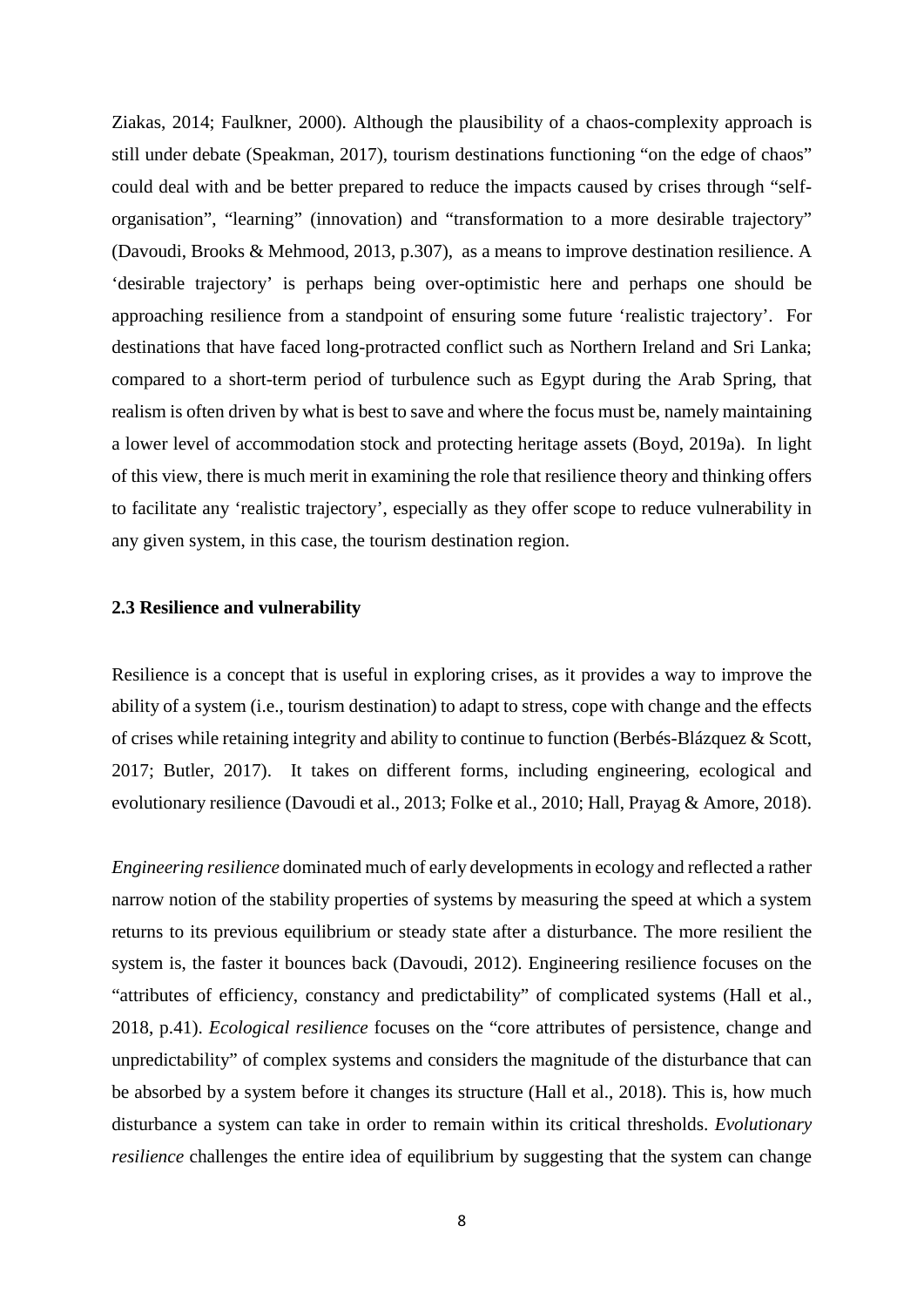Ziakas, 2014; Faulkner, 2000). Although the plausibility of a chaos-complexity approach is still under debate (Speakman, 2017), tourism destinations functioning "on the edge of chaos" could deal with and be better prepared to reduce the impacts caused by crises through "self-organisation", "learning" (innovation) and "transformation to a more desirable trajectory" (Davoudi, Brooks & Mehmood, 2013, p.307), as a means to improve destination resilience. A 'desirable trajectory' is perhaps being over-optimistic here and perhaps one should be approaching resilience from a standpoint of ensuring some future 'realistic trajectory'. For destinations that have faced long-protracted conflict such as Northern Ireland and Sri Lanka; compared to a short-term period of turbulence such as Egypt during the Arab Spring, that realism is often driven by what is best to save and where the focus must be, namely maintaining a lower level of accommodation stock and protecting heritage assets (Boyd, 2019a). In light of this view, there is much merit in examining the role that resilience theory and thinking offers to facilitate any 'realistic trajectory', especially as they offer scope to reduce vulnerability in any given system, in this case, the tourism destination region.

### 2.3 Resilience and vulnerability

Resilience is a concept that is useful in exploring crises, as it provides a way to improve the ability of a system (i.e., tourism destination) to adapt to stress, cope with change and the effects of crises while retaining integrity and ability to continue to function (Berbés-Blázquez & Scott, 2017; Butler, 2017). It takes on different forms, including engineering, ecological and evolutionary resilience (Davoudi et al., 2013; Folke et al., 2010; Hall, Prayag & Amore, 2018).

*Engineering resilience* dominated much of early developments in ecology and reflected a rather narrow notion of the stability properties of systems by measuring the speed at which a system returns to its previous equilibrium or steady state after a disturbance. The more resilient the system is, the faster it bounces back (Davoudi, 2012). Engineering resilience focuses on the "attributes of efficiency, constancy and predictability" of complicated systems (Hall et al., 2018, p.41). *Ecological resilience* focuses on the "core attributes of persistence, change and unpredictability" of complex systems and considers the magnitude of the disturbance that can be absorbed by a system before it changes its structure (Hall et al., 2018). This is, how much disturbance a system can take in order to remain within its critical thresholds. *Evolutionary resilience* challenges the entire idea of equilibrium by suggesting that the system can change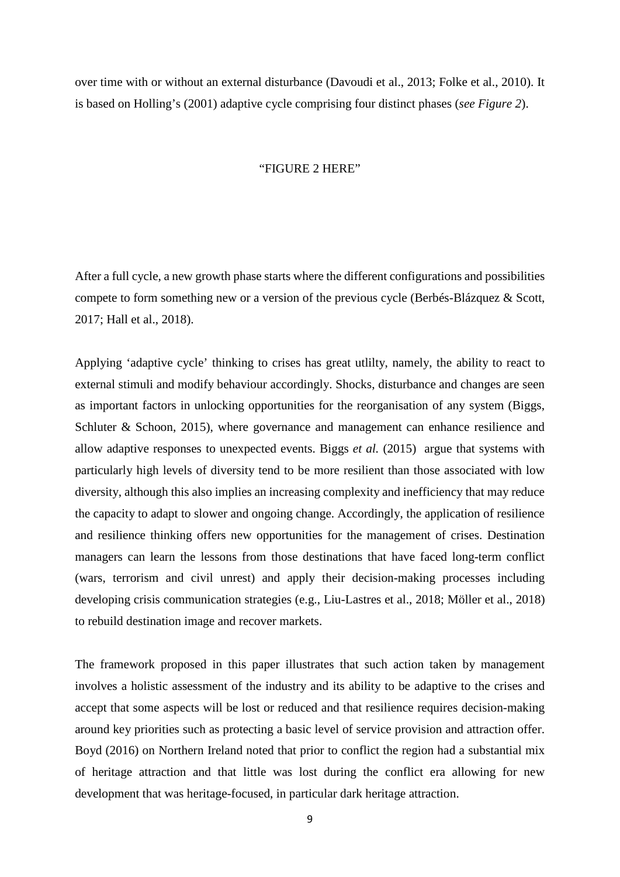over time with or without an external disturbance (Davoudi et al., 2013; Folke et al., 2010). It is based on Holling's (2001) adaptive cycle comprising four distinct phases (*see Figure 2*).

"FIGURE 2 HERE"

After a full cycle, a new growth phase starts where the different configurations and possibilities compete to form something new or a version of the previous cycle (Berbés-Blázquez & Scott, 2017; Hall et al., 2018).

Applying 'adaptive cycle' thinking to crises has great utlilty, namely, the ability to react to external stimuli and modify behaviour accordingly. Shocks, disturbance and changes are seen as important factors in unlocking opportunities for the reorganisation of any system (Biggs, Schluter & Schoon, 2015), where governance and management can enhance resilience and allow adaptive responses to unexpected events. Biggs *et al.* (2015) argue that systems with particularly high levels of diversity tend to be more resilient than those associated with low diversity, although this also implies an increasing complexity and inefficiency that may reduce the capacity to adapt to slower and ongoing change. Accordingly, the application of resilience and resilience thinking offers new opportunities for the management of crises. Destination managers can learn the lessons from those destinations that have faced long-term conflict (wars, terrorism and civil unrest) and apply their decision-making processes including developing crisis communication strategies (e.g., Liu-Lastres et al., 2018; Möller et al., 2018) to rebuild destination image and recover markets.

The framework proposed in this paper illustrates that such action taken by management involves a holistic assessment of the industry and its ability to be adaptive to the crises and accept that some aspects will be lost or reduced and that resilience requires decision-making around key priorities such as protecting a basic level of service provision and attraction offer. Boyd (2016) on Northern Ireland noted that prior to conflict the region had a substantial mix of heritage attraction and that little was lost during the conflict era allowing for new development that was heritage-focused, in particular dark heritage attraction.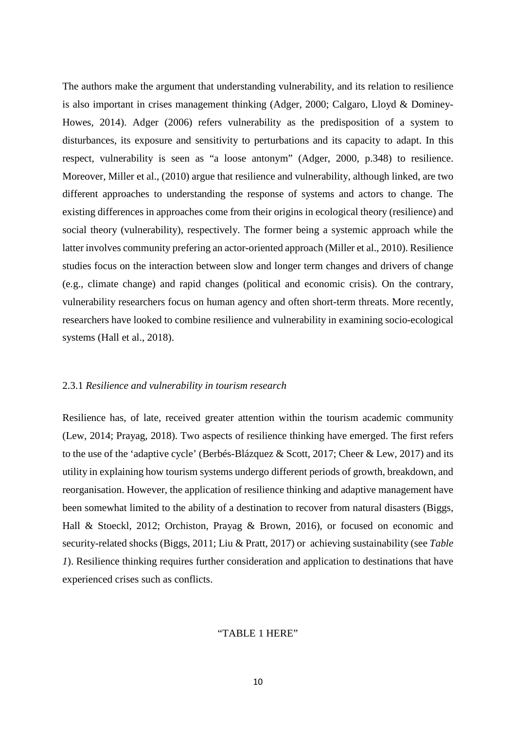The authors make the argument that understanding vulnerability, and its relation to resilience is also important in crises management thinking (Adger, 2000; Calgaro, Lloyd & Dominey-Howes, 2014). Adger (2006) refers vulnerability as the predisposition of a system to disturbances, its exposure and sensitivity to perturbations and its capacity to adapt. In this respect, vulnerability is seen as "a loose antonym" (Adger, 2000, p.348) to resilience. Moreover, Miller et al., (2010) argue that resilience and vulnerability, although linked, are two different approaches to understanding the response of systems and actors to change. The existing differences in approaches come from their origins in ecological theory (resilience) and social theory (vulnerability), respectively. The former being a systemic approach while the latter involves community prefering an actor-oriented approach (Miller et al., 2010). Resilience studies focus on the interaction between slow and longer term changes and drivers of change (e.g., climate change) and rapid changes (political and economic crisis). On the contrary, vulnerability researchers focus on human agency and often short-term threats. More recently, researchers have looked to combine resilience and vulnerability in examining socio-ecological systems (Hall et al., 2018).

### 2.3.1 *Resilience and vulnerability in tourism research*

Resilience has, of late, received greater attention within the tourism academic community (Lew, 2014; Prayag, 2018). Two aspects of resilience thinking have emerged. The first refers to the use of the 'adaptive cycle' (Berbés-Blázquez & Scott, 2017; Cheer & Lew, 2017) and its utility in explaining how tourism systems undergo different periods of growth, breakdown, and reorganisation. However, the application of resilience thinking and adaptive management have been somewhat limited to the ability of a destination to recover from natural disasters (Biggs, Hall & Stoeckl, 2012; Orchiston, Prayag & Brown, 2016), or focused on economic and security-related shocks (Biggs, 2011; Liu & Pratt, 2017) or achieving sustainability (see *Table 1*). Resilience thinking requires further consideration and application to destinations that have experienced crises such as conflicts.

"TABLE 1 HERE"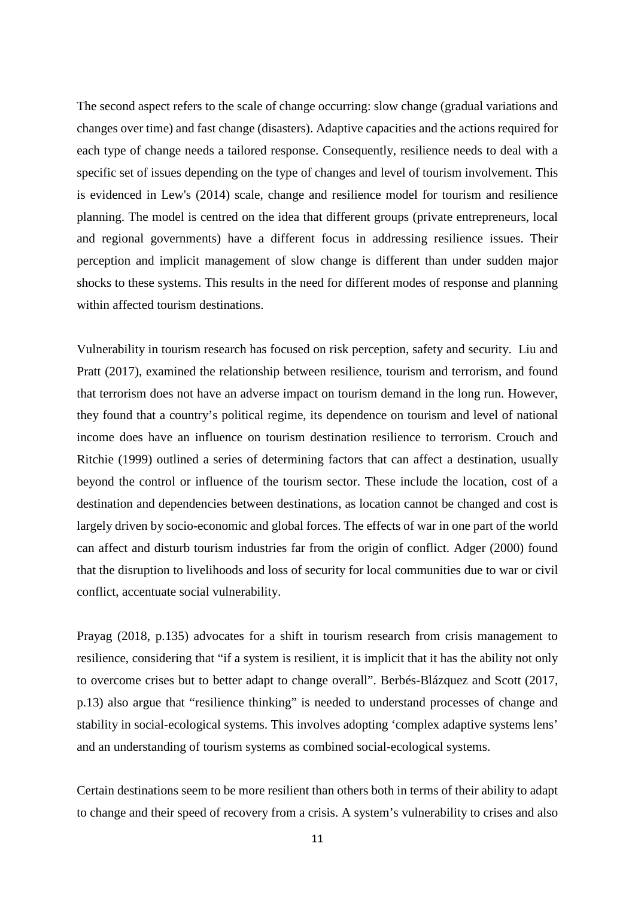The second aspect refers to the scale of change occurring: slow change (gradual variations and changes over time) and fast change (disasters). Adaptive capacities and the actions required for each type of change needs a tailored response. Consequently, resilience needs to deal with a specific set of issues depending on the type of changes and level of tourism involvement. This is evidenced in Lew's (2014) scale, change and resilience model for tourism and resilience planning. The model is centred on the idea that different groups (private entrepreneurs, local and regional governments) have a different focus in addressing resilience issues. Their perception and implicit management of slow change is different than under sudden major shocks to these systems. This results in the need for different modes of response and planning within affected tourism destinations.

Vulnerability in tourism research has focused on risk perception, safety and security. Liu and Pratt (2017), examined the relationship between resilience, tourism and terrorism, and found that terrorism does not have an adverse impact on tourism demand in the long run. However, they found that a country's political regime, its dependence on tourism and level of national income does have an influence on tourism destination resilience to terrorism. Crouch and Ritchie (1999) outlined a series of determining factors that can affect a destination, usually beyond the control or influence of the tourism sector. These include the location, cost of a destination and dependencies between destinations, as location cannot be changed and cost is largely driven by socio-economic and global forces. The effects of war in one part of the world can affect and disturb tourism industries far from the origin of conflict. Adger (2000) found that the disruption to livelihoods and loss of security for local communities due to war or civil conflict, accentuate social vulnerability.

Prayag (2018, p.135) advocates for a shift in tourism research from crisis management to resilience, considering that "if a system is resilient, it is implicit that it has the ability not only to overcome crises but to better adapt to change overall". Berbés-Blázquez and Scott (2017, p.13) also argue that "resilience thinking" is needed to understand processes of change and stability in social-ecological systems. This involves adopting 'complex adaptive systems lens' and an understanding of tourism systems as combined social-ecological systems.

Certain destinations seem to be more resilient than others both in terms of their ability to adapt to change and their speed of recovery from a crisis. A system's vulnerability to crises and also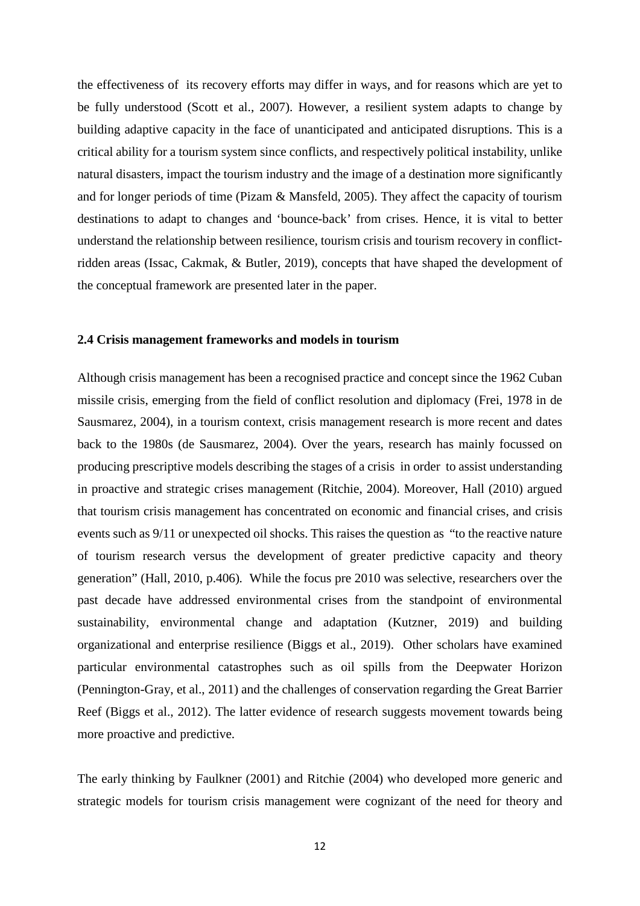the effectiveness of its recovery efforts may differ in ways, and for reasons which are yet to be fully understood (Scott et al., 2007). However, a resilient system adapts to change by building adaptive capacity in the face of unanticipated and anticipated disruptions. This is a critical ability for a tourism system since conflicts, and respectively political instability, unlike natural disasters, impact the tourism industry and the image of a destination more significantly and for longer periods of time (Pizam & Mansfeld, 2005). They affect the capacity of tourism destinations to adapt to changes and 'bounce-back' from crises. Hence, it is vital to better understand the relationship between resilience, tourism crisis and tourism recovery in conflict-ridden areas (Issac, Cakmak, & Butler, 2019), concepts that have shaped the development of the conceptual framework are presented later in the paper.

### 2.4 Crisis management frameworks and models in tourism

Although crisis management has been a recognised practice and concept since the 1962 Cuban missile crisis, emerging from the field of conflict resolution and diplomacy (Frei, 1978 in de Sausmarez, 2004), in a tourism context, crisis management research is more recent and dates back to the 1980s (de Sausmarez, 2004). Over the years, research has mainly focussed on producing prescriptive models describing the stages of a crisis in order to assist understanding in proactive and strategic crises management (Ritchie, 2004). Moreover, Hall (2010) argued that tourism crisis management has concentrated on economic and financial crises, and crisis events such as 9/11 or unexpected oil shocks. This raises the question as "to the reactive nature of tourism research versus the development of greater predictive capacity and theory generation" (Hall, 2010, p.406). While the focus pre 2010 was selective, researchers over the past decade have addressed environmental crises from the standpoint of environmental sustainability, environmental change and adaptation (Kutzner, 2019) and building organizational and enterprise resilience (Biggs et al., 2019). Other scholars have examined particular environmental catastrophes such as oil spills from the Deepwater Horizon (Pennington-Gray, et al., 2011) and the challenges of conservation regarding the Great Barrier Reef (Biggs et al., 2012). The latter evidence of research suggests movement towards being more proactive and predictive.

The early thinking by Faulkner (2001) and Ritchie (2004) who developed more generic and strategic models for tourism crisis management were cognizant of the need for theory and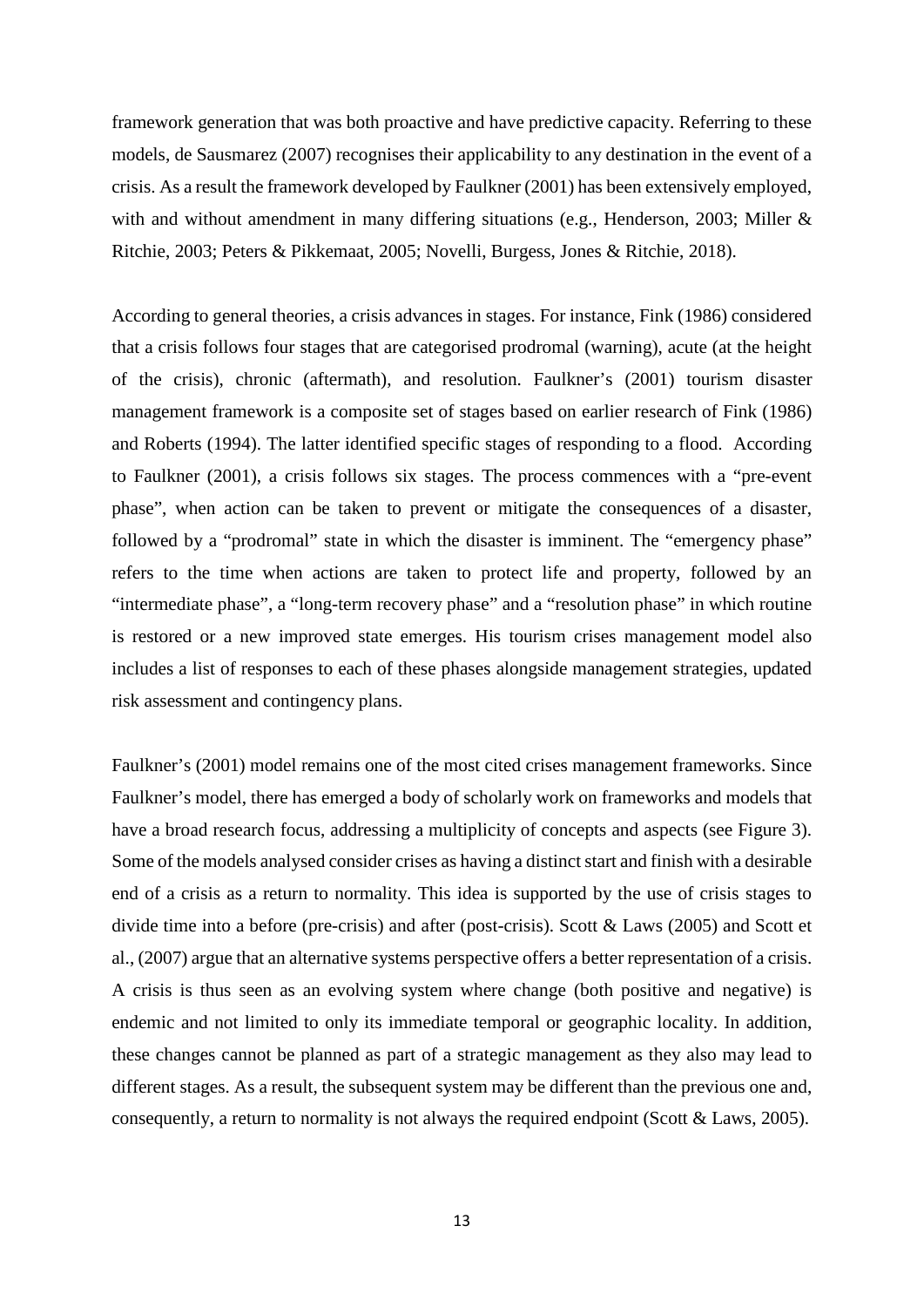framework generation that was both proactive and have predictive capacity. Referring to these models, de Sausmarez (2007) recognises their applicability to any destination in the event of a crisis. As a result the framework developed by Faulkner (2001) has been extensively employed, with and without amendment in many differing situations (e.g., Henderson, 2003; Miller & Ritchie, 2003; Peters & Pikkemaat, 2005; Novelli, Burgess, Jones & Ritchie, 2018).

According to general theories, a crisis advances in stages. For instance, Fink (1986) considered that a crisis follows four stages that are categorised prodromal (warning), acute (at the height of the crisis), chronic (aftermath), and resolution. Faulkner's (2001) tourism disaster management framework is a composite set of stages based on earlier research of Fink (1986) and Roberts (1994). The latter identified specific stages of responding to a flood. According to Faulkner (2001), a crisis follows six stages. The process commences with a "pre-event phase", when action can be taken to prevent or mitigate the consequences of a disaster, followed by a "prodromal" state in which the disaster is imminent. The "emergency phase" refers to the time when actions are taken to protect life and property, followed by an "intermediate phase", a "long-term recovery phase" and a "resolution phase" in which routine is restored or a new improved state emerges. His tourism crises management model also includes a list of responses to each of these phases alongside management strategies, updated risk assessment and contingency plans.

Faulkner's (2001) model remains one of the most cited crises management frameworks. Since Faulkner's model, there has emerged a body of scholarly work on frameworks and models that have a broad research focus, addressing a multiplicity of concepts and aspects (see Figure 3). Some of the models analysed consider crises as having a distinct start and finish with a desirable end of a crisis as a return to normality. This idea is supported by the use of crisis stages to divide time into a before (pre-crisis) and after (post-crisis). Scott & Laws (2005) and Scott et al., (2007) argue that an alternative systems perspective offers a better representation of a crisis. A crisis is thus seen as an evolving system where change (both positive and negative) is endemic and not limited to only its immediate temporal or geographic locality. In addition, these changes cannot be planned as part of a strategic management as they also may lead to different stages. As a result, the subsequent system may be different than the previous one and, consequently, a return to normality is not always the required endpoint (Scott & Laws, 2005).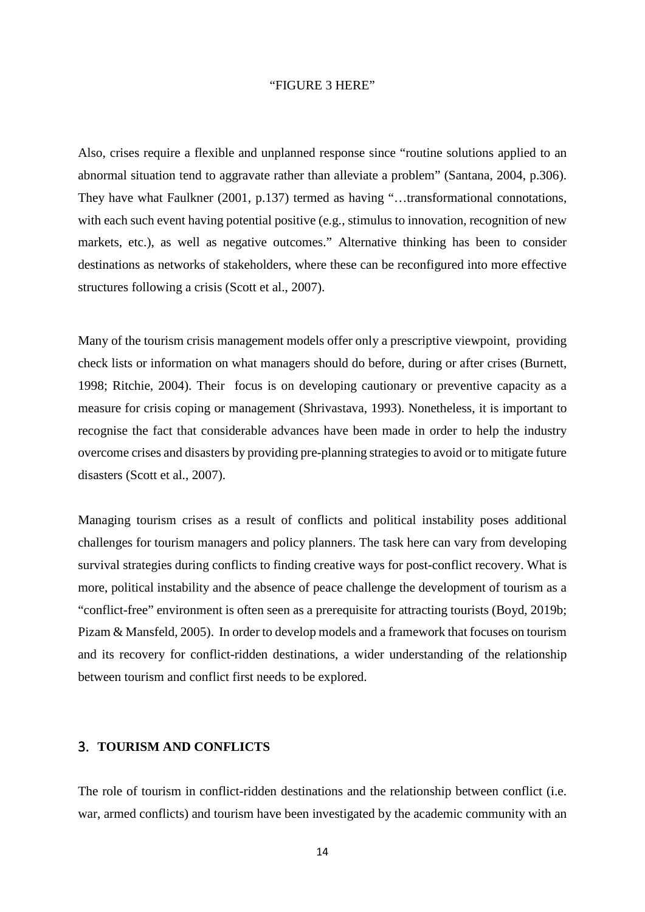"FIGURE 3 HERE"

Also, crises require a flexible and unplanned response since "routine solutions applied to an abnormal situation tend to aggravate rather than alleviate a problem" (Santana, 2004, p.306). They have what Faulkner (2001, p.137) termed as having "…transformational connotations, with each such event having potential positive (e.g., stimulus to innovation, recognition of new markets, etc.), as well as negative outcomes." Alternative thinking has been to consider destinations as networks of stakeholders, where these can be reconfigured into more effective structures following a crisis (Scott et al., 2007).

Many of the tourism crisis management models offer only a prescriptive viewpoint, providing check lists or information on what managers should do before, during or after crises (Burnett, 1998; Ritchie, 2004). Their focus is on developing cautionary or preventive capacity as a measure for crisis coping or management (Shrivastava, 1993). Nonetheless, it is important to recognise the fact that considerable advances have been made in order to help the industry overcome crises and disasters by providing pre-planning strategies to avoid or to mitigate future disasters (Scott et al., 2007).

Managing tourism crises as a result of conflicts and political instability poses additional challenges for tourism managers and policy planners. The task here can vary from developing survival strategies during conflicts to finding creative ways for post-conflict recovery. What is more, political instability and the absence of peace challenge the development of tourism as a "conflict-free" environment is often seen as a prerequisite for attracting tourists (Boyd, 2019b; Pizam & Mansfeld, 2005). In order to develop models and a framework that focuses on tourism and its recovery for conflict-ridden destinations, a wider understanding of the relationship between tourism and conflict first needs to be explored.

## 3. TOURISM AND CONFLICTS

The role of tourism in conflict-ridden destinations and the relationship between conflict (i.e. war, armed conflicts) and tourism have been investigated by the academic community with an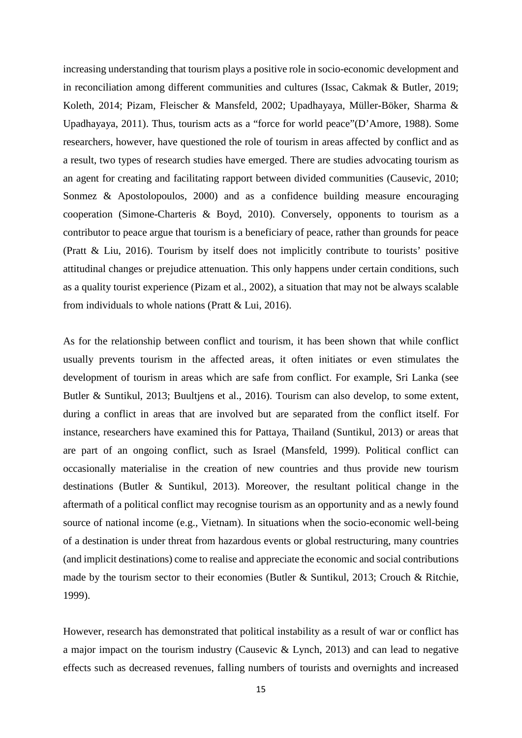increasing understanding that tourism plays a positive role in socio-economic development and in reconciliation among different communities and cultures (Issac, Cakmak & Butler, 2019; Koleth, 2014; Pizam, Fleischer & Mansfeld, 2002; Upadhayaya, Müller-Böker, Sharma & Upadhayaya, 2011). Thus, tourism acts as a "force for world peace"(D'Amore, 1988). Some researchers, however, have questioned the role of tourism in areas affected by conflict and as a result, two types of research studies have emerged. There are studies advocating tourism as an agent for creating and facilitating rapport between divided communities (Causevic, 2010; Sonmez & Apostolopoulos, 2000) and as a confidence building measure encouraging cooperation (Simone-Charteris & Boyd, 2010). Conversely, opponents to tourism as a contributor to peace argue that tourism is a beneficiary of peace, rather than grounds for peace (Pratt & Liu, 2016). Tourism by itself does not implicitly contribute to tourists' positive attitudinal changes or prejudice attenuation. This only happens under certain conditions, such as a quality tourist experience (Pizam et al., 2002), a situation that may not be always scalable from individuals to whole nations (Pratt & Lui, 2016).

As for the relationship between conflict and tourism, it has been shown that while conflict usually prevents tourism in the affected areas, it often initiates or even stimulates the development of tourism in areas which are safe from conflict. For example, Sri Lanka (see Butler & Suntikul, 2013; Buultjens et al., 2016). Tourism can also develop, to some extent, during a conflict in areas that are involved but are separated from the conflict itself. For instance, researchers have examined this for Pattaya, Thailand (Suntikul, 2013) or areas that are part of an ongoing conflict, such as Israel (Mansfeld, 1999). Political conflict can occasionally materialise in the creation of new countries and thus provide new tourism destinations (Butler & Suntikul, 2013). Moreover, the resultant political change in the aftermath of a political conflict may recognise tourism as an opportunity and as a newly found source of national income (e.g., Vietnam). In situations when the socio-economic well-being of a destination is under threat from hazardous events or global restructuring, many countries (and implicit destinations) come to realise and appreciate the economic and social contributions made by the tourism sector to their economies (Butler & Suntikul, 2013; Crouch & Ritchie, 1999).

However, research has demonstrated that political instability as a result of war or conflict has a major impact on the tourism industry (Causevic & Lynch, 2013) and can lead to negative effects such as decreased revenues, falling numbers of tourists and overnights and increased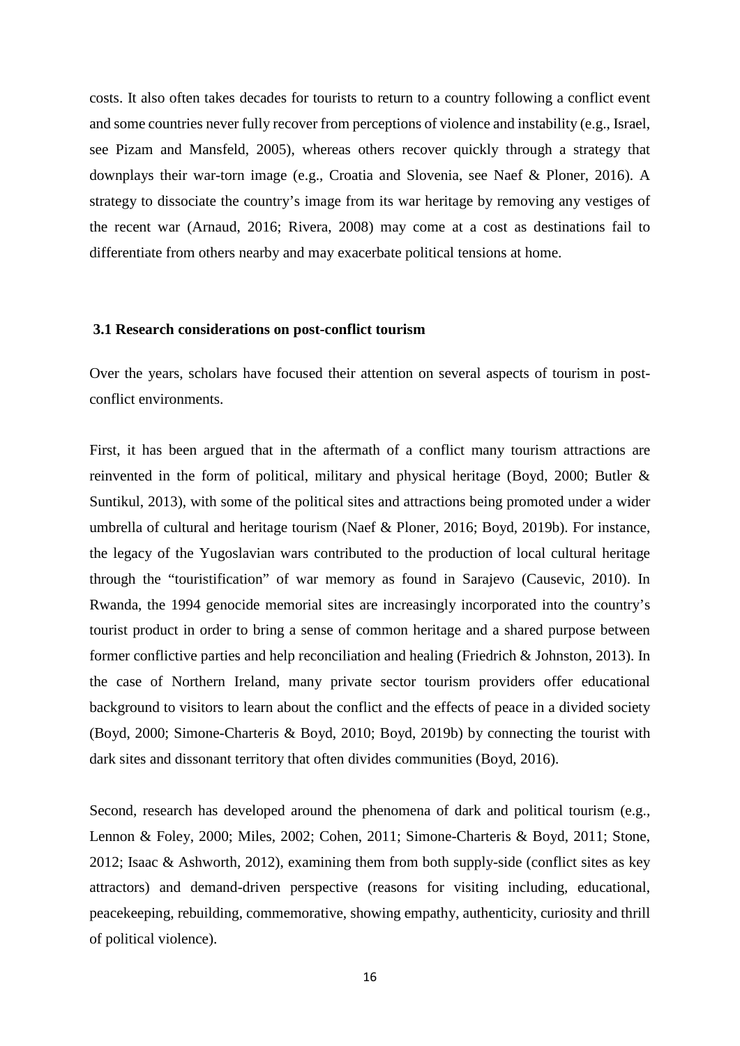costs. It also often takes decades for tourists to return to a country following a conflict event and some countries never fully recover from perceptions of violence and instability (e.g., Israel, see Pizam and Mansfeld, 2005), whereas others recover quickly through a strategy that downplays their war-torn image (e.g., Croatia and Slovenia, see Naef & Ploner, 2016). A strategy to dissociate the country's image from its war heritage by removing any vestiges of the recent war (Arnaud, 2016; Rivera, 2008) may come at a cost as destinations fail to differentiate from others nearby and may exacerbate political tensions at home.

### 3.1 Research considerations on post-conflict tourism

Over the years, scholars have focused their attention on several aspects of tourism in post-conflict environments.

First, it has been argued that in the aftermath of a conflict many tourism attractions are reinvented in the form of political, military and physical heritage (Boyd, 2000; Butler & Suntikul, 2013), with some of the political sites and attractions being promoted under a wider umbrella of cultural and heritage tourism (Naef & Ploner, 2016; Boyd, 2019b). For instance, the legacy of the Yugoslavian wars contributed to the production of local cultural heritage through the "touristification" of war memory as found in Sarajevo (Causevic, 2010). In Rwanda, the 1994 genocide memorial sites are increasingly incorporated into the country's tourist product in order to bring a sense of common heritage and a shared purpose between former conflictive parties and help reconciliation and healing (Friedrich & Johnston, 2013). In the case of Northern Ireland, many private sector tourism providers offer educational background to visitors to learn about the conflict and the effects of peace in a divided society (Boyd, 2000; Simone-Charteris & Boyd, 2010; Boyd, 2019b) by connecting the tourist with dark sites and dissonant territory that often divides communities (Boyd, 2016).

Second, research has developed around the phenomena of dark and political tourism (e.g., Lennon & Foley, 2000; Miles, 2002; Cohen, 2011; Simone-Charteris & Boyd, 2011; Stone, 2012; Isaac & Ashworth, 2012), examining them from both supply-side (conflict sites as key attractors) and demand-driven perspective (reasons for visiting including, educational, peacekeeping, rebuilding, commemorative, showing empathy, authenticity, curiosity and thrill of political violence).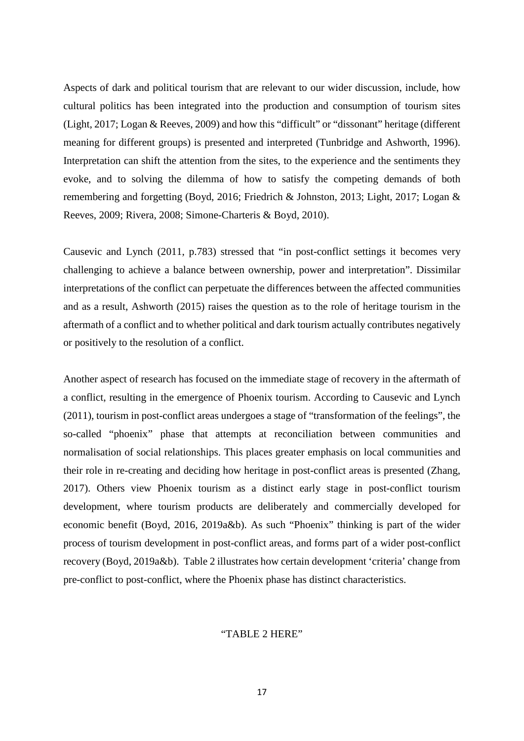Aspects of dark and political tourism that are relevant to our wider discussion, include, how cultural politics has been integrated into the production and consumption of tourism sites (Light, 2017; Logan & Reeves, 2009) and how this "difficult" or "dissonant" heritage (different meaning for different groups) is presented and interpreted (Tunbridge and Ashworth, 1996). Interpretation can shift the attention from the sites, to the experience and the sentiments they evoke, and to solving the dilemma of how to satisfy the competing demands of both remembering and forgetting (Boyd, 2016; Friedrich & Johnston, 2013; Light, 2017; Logan & Reeves, 2009; Rivera, 2008; Simone-Charteris & Boyd, 2010).

Causevic and Lynch (2011, p.783) stressed that "in post-conflict settings it becomes very challenging to achieve a balance between ownership, power and interpretation". Dissimilar interpretations of the conflict can perpetuate the differences between the affected communities and as a result, Ashworth (2015) raises the question as to the role of heritage tourism in the aftermath of a conflict and to whether political and dark tourism actually contributes negatively or positively to the resolution of a conflict.

Another aspect of research has focused on the immediate stage of recovery in the aftermath of a conflict, resulting in the emergence of Phoenix tourism. According to Causevic and Lynch (2011), tourism in post-conflict areas undergoes a stage of "transformation of the feelings", the so-called "phoenix" phase that attempts at reconciliation between communities and normalisation of social relationships. This places greater emphasis on local communities and their role in re-creating and deciding how heritage in post-conflict areas is presented (Zhang, 2017). Others view Phoenix tourism as a distinct early stage in post-conflict tourism development, where tourism products are deliberately and commercially developed for economic benefit (Boyd, 2016, 2019a&b). As such "Phoenix" thinking is part of the wider process of tourism development in post-conflict areas, and forms part of a wider post-conflict recovery (Boyd, 2019a&b). Table 2 illustrates how certain development 'criteria' change from pre-conflict to post-conflict, where the Phoenix phase has distinct characteristics.

"TABLE 2 HERE"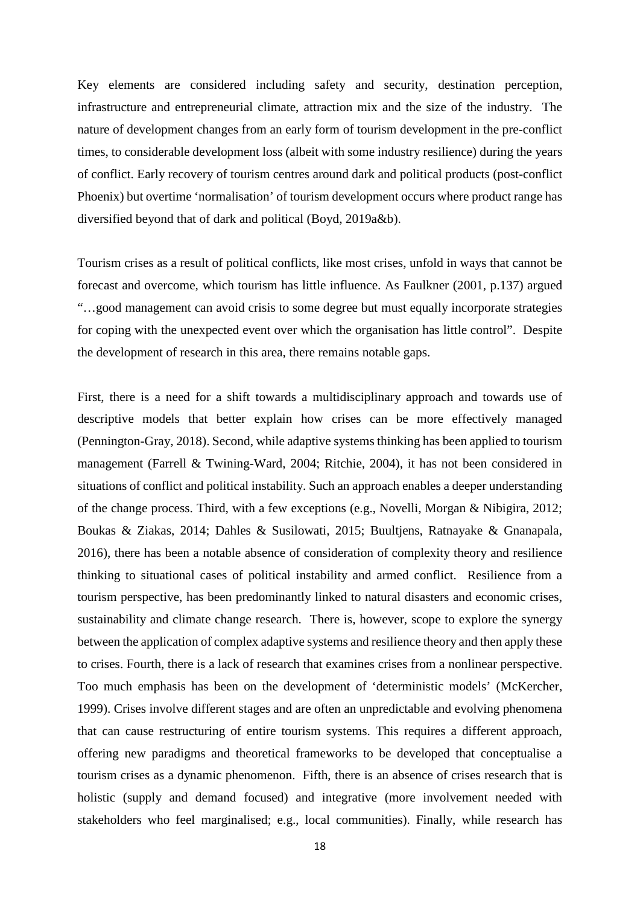Key elements are considered including safety and security, destination perception, infrastructure and entrepreneurial climate, attraction mix and the size of the industry. The nature of development changes from an early form of tourism development in the pre-conflict times, to considerable development loss (albeit with some industry resilience) during the years of conflict. Early recovery of tourism centres around dark and political products (post-conflict Phoenix) but overtime 'normalisation' of tourism development occurs where product range has diversified beyond that of dark and political (Boyd, 2019a&b).

Tourism crises as a result of political conflicts, like most crises, unfold in ways that cannot be forecast and overcome, which tourism has little influence. As Faulkner (2001, p.137) argued "…good management can avoid crisis to some degree but must equally incorporate strategies for coping with the unexpected event over which the organisation has little control". Despite the development of research in this area, there remains notable gaps.

First, there is a need for a shift towards a multidisciplinary approach and towards use of descriptive models that better explain how crises can be more effectively managed (Pennington-Gray, 2018). Second, while adaptive systems thinking has been applied to tourism management (Farrell & Twining-Ward, 2004; Ritchie, 2004), it has not been considered in situations of conflict and political instability. Such an approach enables a deeper understanding of the change process. Third, with a few exceptions (e.g., Novelli, Morgan & Nibigira, 2012; Boukas & Ziakas, 2014; Dahles & Susilowati, 2015; Buultjens, Ratnayake & Gnanapala, 2016), there has been a notable absence of consideration of complexity theory and resilience thinking to situational cases of political instability and armed conflict. Resilience from a tourism perspective, has been predominantly linked to natural disasters and economic crises, sustainability and climate change research. There is, however, scope to explore the synergy between the application of complex adaptive systems and resilience theory and then apply these to crises. Fourth, there is a lack of research that examines crises from a nonlinear perspective. Too much emphasis has been on the development of 'deterministic models' (McKercher, 1999). Crises involve different stages and are often an unpredictable and evolving phenomena that can cause restructuring of entire tourism systems. This requires a different approach, offering new paradigms and theoretical frameworks to be developed that conceptualise a tourism crises as a dynamic phenomenon. Fifth, there is an absence of crises research that is holistic (supply and demand focused) and integrative (more involvement needed with stakeholders who feel marginalised; e.g., local communities). Finally, while research has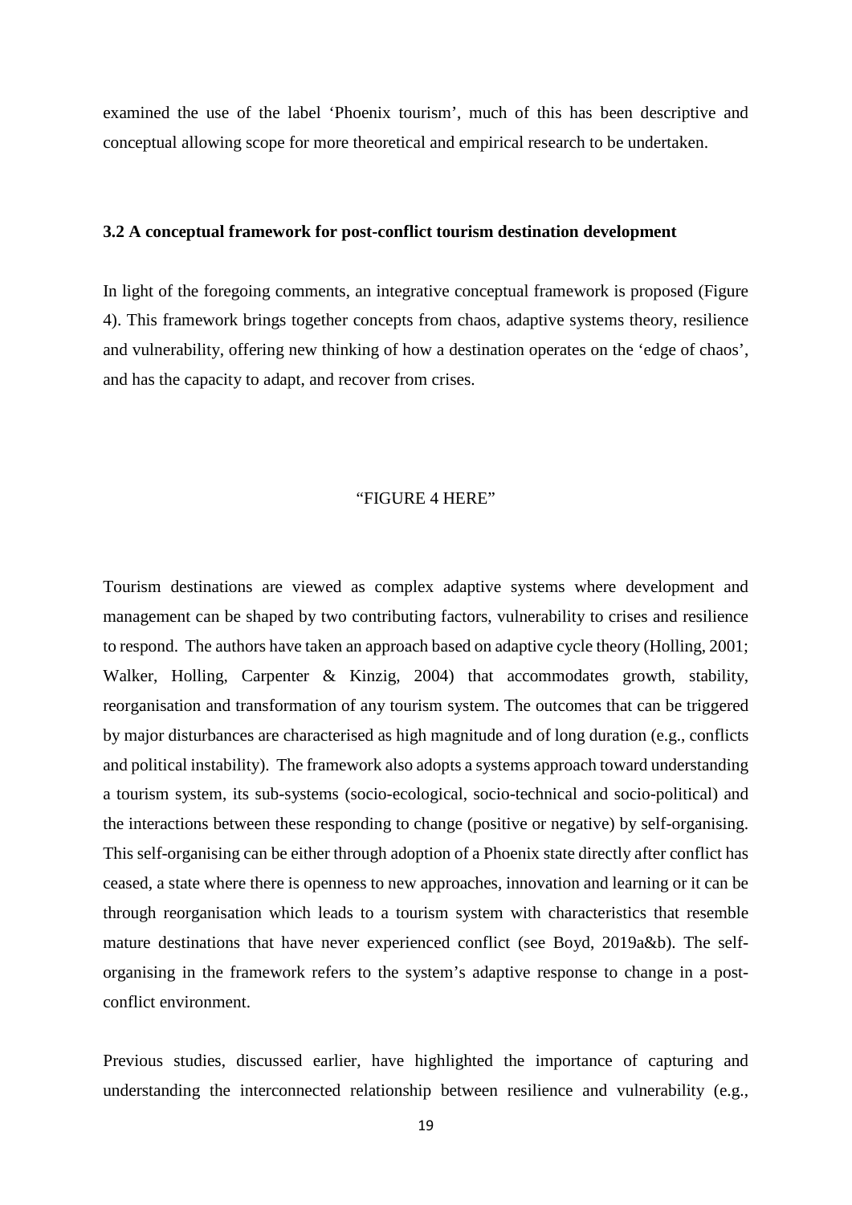examined the use of the label 'Phoenix tourism', much of this has been descriptive and conceptual allowing scope for more theoretical and empirical research to be undertaken.

### 3.2 A conceptual framework for post-conflict tourism destination development

In light of the foregoing comments, an integrative conceptual framework is proposed (Figure 4). This framework brings together concepts from chaos, adaptive systems theory, resilience and vulnerability, offering new thinking of how a destination operates on the 'edge of chaos', and has the capacity to adapt, and recover from crises.

"FIGURE 4 HERE"

Tourism destinations are viewed as complex adaptive systems where development and management can be shaped by two contributing factors, vulnerability to crises and resilience to respond. The authors have taken an approach based on adaptive cycle theory (Holling, 2001; Walker, Holling, Carpenter & Kinzig, 2004) that accommodates growth, stability, reorganisation and transformation of any tourism system. The outcomes that can be triggered by major disturbances are characterised as high magnitude and of long duration (e.g., conflicts and political instability). The framework also adopts a systems approach toward understanding a tourism system, its sub-systems (socio-ecological, socio-technical and socio-political) and the interactions between these responding to change (positive or negative) by self-organising. This self-organising can be either through adoption of a Phoenix state directly after conflict has ceased, a state where there is openness to new approaches, innovation and learning or it can be through reorganisation which leads to a tourism system with characteristics that resemble mature destinations that have never experienced conflict (see Boyd, 2019a&b). The self-organising in the framework refers to the system's adaptive response to change in a post-conflict environment.

Previous studies, discussed earlier, have highlighted the importance of capturing and understanding the interconnected relationship between resilience and vulnerability (e.g.,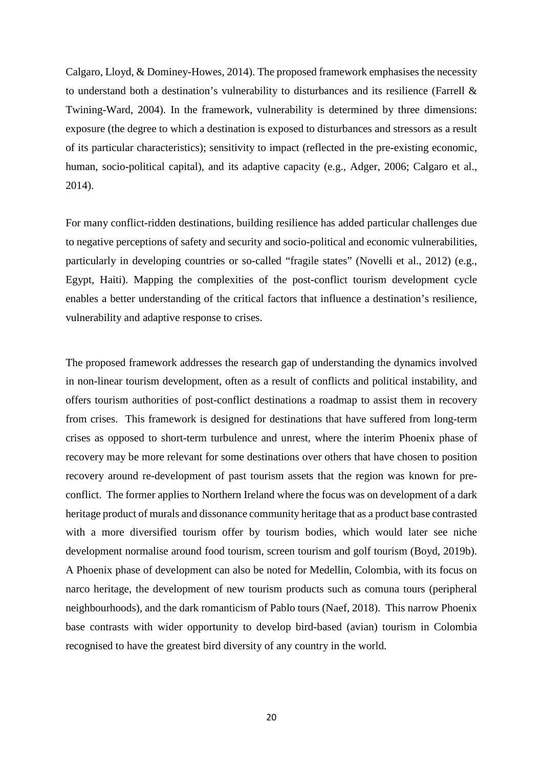Calgaro, Lloyd, & Dominey-Howes, 2014). The proposed framework emphasises the necessity to understand both a destination's vulnerability to disturbances and its resilience (Farrell & Twining-Ward, 2004). In the framework, vulnerability is determined by three dimensions: exposure (the degree to which a destination is exposed to disturbances and stressors as a result of its particular characteristics); sensitivity to impact (reflected in the pre-existing economic, human, socio-political capital), and its adaptive capacity (e.g., Adger, 2006; Calgaro et al., 2014).

For many conflict-ridden destinations, building resilience has added particular challenges due to negative perceptions of safety and security and socio-political and economic vulnerabilities, particularly in developing countries or so-called "fragile states" (Novelli et al., 2012) (e.g., Egypt, Haiti). Mapping the complexities of the post-conflict tourism development cycle enables a better understanding of the critical factors that influence a destination's resilience, vulnerability and adaptive response to crises.

The proposed framework addresses the research gap of understanding the dynamics involved in non-linear tourism development, often as a result of conflicts and political instability, and offers tourism authorities of post-conflict destinations a roadmap to assist them in recovery from crises. This framework is designed for destinations that have suffered from long-term crises as opposed to short-term turbulence and unrest, where the interim Phoenix phase of recovery may be more relevant for some destinations over others that have chosen to position recovery around re-development of past tourism assets that the region was known for pre-conflict. The former applies to Northern Ireland where the focus was on development of a dark heritage product of murals and dissonance community heritage that as a product base contrasted with a more diversified tourism offer by tourism bodies, which would later see niche development normalise around food tourism, screen tourism and golf tourism (Boyd, 2019b). A Phoenix phase of development can also be noted for Medellin, Colombia, with its focus on narco heritage, the development of new tourism products such as comuna tours (peripheral neighbourhoods), and the dark romanticism of Pablo tours (Naef, 2018). This narrow Phoenix base contrasts with wider opportunity to develop bird-based (avian) tourism in Colombia recognised to have the greatest bird diversity of any country in the world.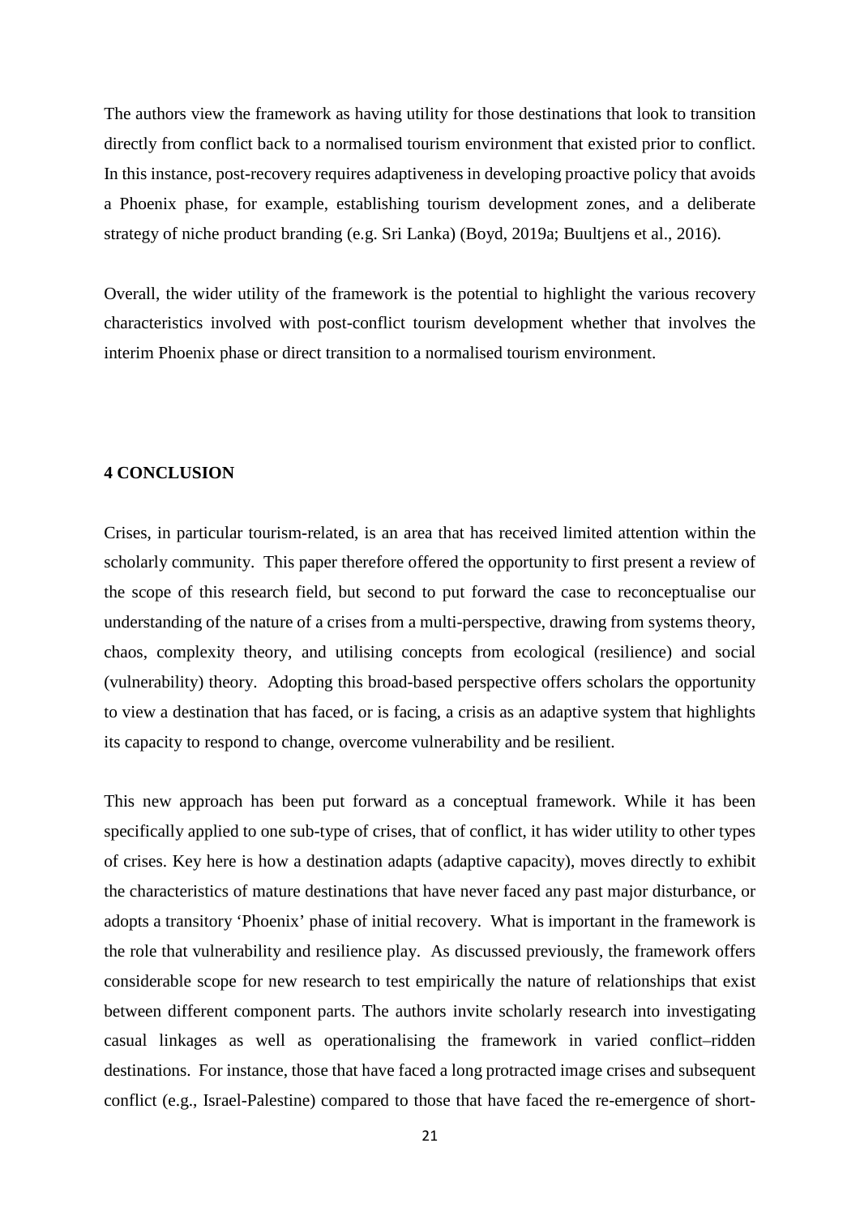The authors view the framework as having utility for those destinations that look to transition directly from conflict back to a normalised tourism environment that existed prior to conflict. In this instance, post-recovery requires adaptiveness in developing proactive policy that avoids a Phoenix phase, for example, establishing tourism development zones, and a deliberate strategy of niche product branding (e.g. Sri Lanka) (Boyd, 2019a; Buultjens et al., 2016).

Overall, the wider utility of the framework is the potential to highlight the various recovery characteristics involved with post-conflict tourism development whether that involves the interim Phoenix phase or direct transition to a normalised tourism environment.

## 4 CONCLUSION

Crises, in particular tourism-related, is an area that has received limited attention within the scholarly community. This paper therefore offered the opportunity to first present a review of the scope of this research field, but second to put forward the case to reconceptualise our understanding of the nature of a crises from a multi-perspective, drawing from systems theory, chaos, complexity theory, and utilising concepts from ecological (resilience) and social (vulnerability) theory. Adopting this broad-based perspective offers scholars the opportunity to view a destination that has faced, or is facing, a crisis as an adaptive system that highlights its capacity to respond to change, overcome vulnerability and be resilient.

This new approach has been put forward as a conceptual framework. While it has been specifically applied to one sub-type of crises, that of conflict, it has wider utility to other types of crises. Key here is how a destination adapts (adaptive capacity), moves directly to exhibit the characteristics of mature destinations that have never faced any past major disturbance, or adopts a transitory 'Phoenix' phase of initial recovery. What is important in the framework is the role that vulnerability and resilience play. As discussed previously, the framework offers considerable scope for new research to test empirically the nature of relationships that exist between different component parts. The authors invite scholarly research into investigating casual linkages as well as operationalising the framework in varied conflict–ridden destinations. For instance, those that have faced a long protracted image crises and subsequent conflict (e.g., Israel-Palestine) compared to those that have faced the re-emergence of short-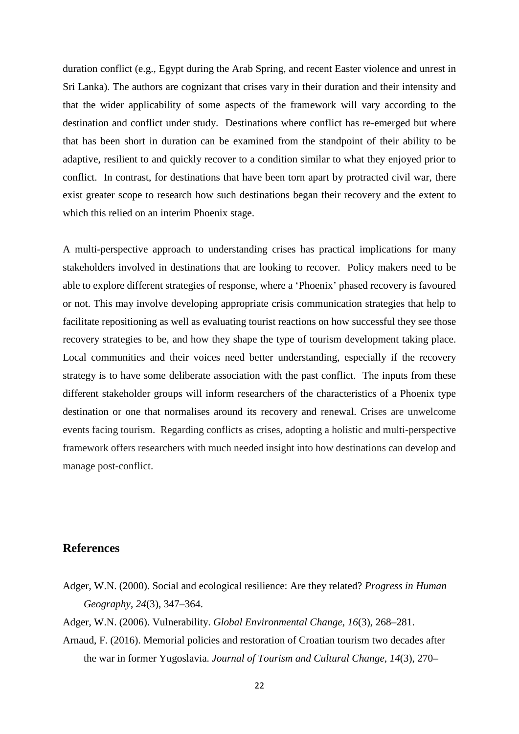duration conflict (e.g., Egypt during the Arab Spring, and recent Easter violence and unrest in Sri Lanka). The authors are cognizant that crises vary in their duration and their intensity and that the wider applicability of some aspects of the framework will vary according to the destination and conflict under study. Destinations where conflict has re-emerged but where that has been short in duration can be examined from the standpoint of their ability to be adaptive, resilient to and quickly recover to a condition similar to what they enjoyed prior to conflict. In contrast, for destinations that have been torn apart by protracted civil war, there exist greater scope to research how such destinations began their recovery and the extent to which this relied on an interim Phoenix stage.

A multi-perspective approach to understanding crises has practical implications for many stakeholders involved in destinations that are looking to recover. Policy makers need to be able to explore different strategies of response, where a 'Phoenix' phased recovery is favoured or not. This may involve developing appropriate crisis communication strategies that help to facilitate repositioning as well as evaluating tourist reactions on how successful they see those recovery strategies to be, and how they shape the type of tourism development taking place. Local communities and their voices need better understanding, especially if the recovery strategy is to have some deliberate association with the past conflict. The inputs from these different stakeholder groups will inform researchers of the characteristics of a Phoenix type destination or one that normalises around its recovery and renewal. Crises are unwelcome events facing tourism. Regarding conflicts as crises, adopting a holistic and multi-perspective framework offers researchers with much needed insight into how destinations can develop and manage post-conflict.

## References

Adger, W.N. (2000). Social and ecological resilience: Are they related? *Progress in Human Geography*, *24*(3), 347–364.

Adger, W.N. (2006). Vulnerability. *Global Environmental Change*, *16*(3), 268–281.

Arnaud, F. (2016). Memorial policies and restoration of Croatian tourism two decades after the war in former Yugoslavia. *Journal of Tourism and Cultural Change*, *14*(3), 270–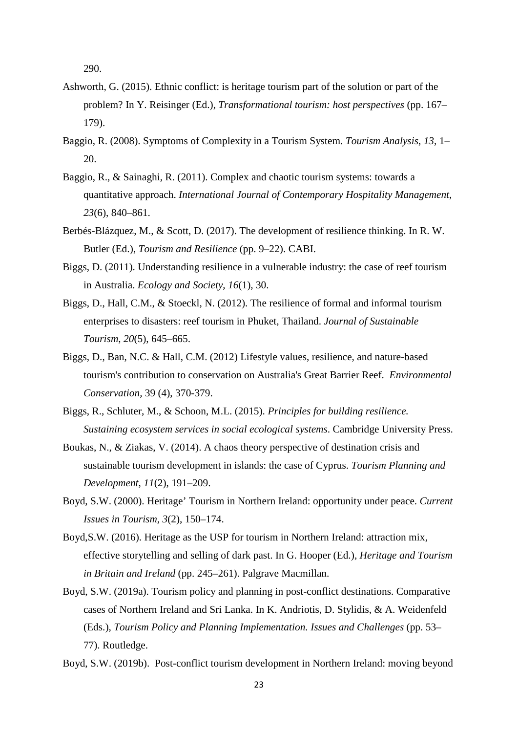290.

Ashworth, G. (2015). Ethnic conflict: is heritage tourism part of the solution or part of the problem? In Y. Reisinger (Ed.), *Transformational tourism: host perspectives* (pp. 167–179).

Baggio, R. (2008). Symptoms of Complexity in a Tourism System. *Tourism Analysis*, *13*, 1–20.

Baggio, R., & Sainaghi, R. (2011). Complex and chaotic tourism systems: towards a quantitative approach. *International Journal of Contemporary Hospitality Management*, *23*(6), 840–861.

Berbés-Blázquez, M., & Scott, D. (2017). The development of resilience thinking. In R. W. Butler (Ed.), *Tourism and Resilience* (pp. 9–22). CABI.

Biggs, D. (2011). Understanding resilience in a vulnerable industry: the case of reef tourism in Australia. *Ecology and Society*, *16*(1), 30.

Biggs, D., Hall, C.M., & Stoeckl, N. (2012). The resilience of formal and informal tourism enterprises to disasters: reef tourism in Phuket, Thailand. *Journal of Sustainable Tourism*, *20*(5), 645–665.

Biggs, D., Ban, N.C. & Hall, C.M. (2012) Lifestyle values, resilience, and nature-based tourism's contribution to conservation on Australia's Great Barrier Reef. *Environmental Conservation*, 39 (4), 370-379.

Biggs, R., Schluter, M., & Schoon, M.L. (2015). *Principles for building resilience. Sustaining ecosystem services in social ecological systems*. Cambridge University Press.

Boukas, N., & Ziakas, V. (2014). A chaos theory perspective of destination crisis and sustainable tourism development in islands: the case of Cyprus. *Tourism Planning and Development*, *11*(2), 191–209.

Boyd, S.W. (2000). Heritage' Tourism in Northern Ireland: opportunity under peace. *Current Issues in Tourism*, *3*(2), 150–174.

Boyd,S.W. (2016). Heritage as the USP for tourism in Northern Ireland: attraction mix, effective storytelling and selling of dark past. In G. Hooper (Ed.), *Heritage and Tourism in Britain and Ireland* (pp. 245–261). Palgrave Macmillan.

Boyd, S.W. (2019a). Tourism policy and planning in post-conflict destinations. Comparative cases of Northern Ireland and Sri Lanka. In K. Andriotis, D. Stylidis, & A. Weidenfeld (Eds.), *Tourism Policy and Planning Implementation. Issues and Challenges* (pp. 53–77). Routledge.

Boyd, S.W. (2019b). Post-conflict tourism development in Northern Ireland: moving beyond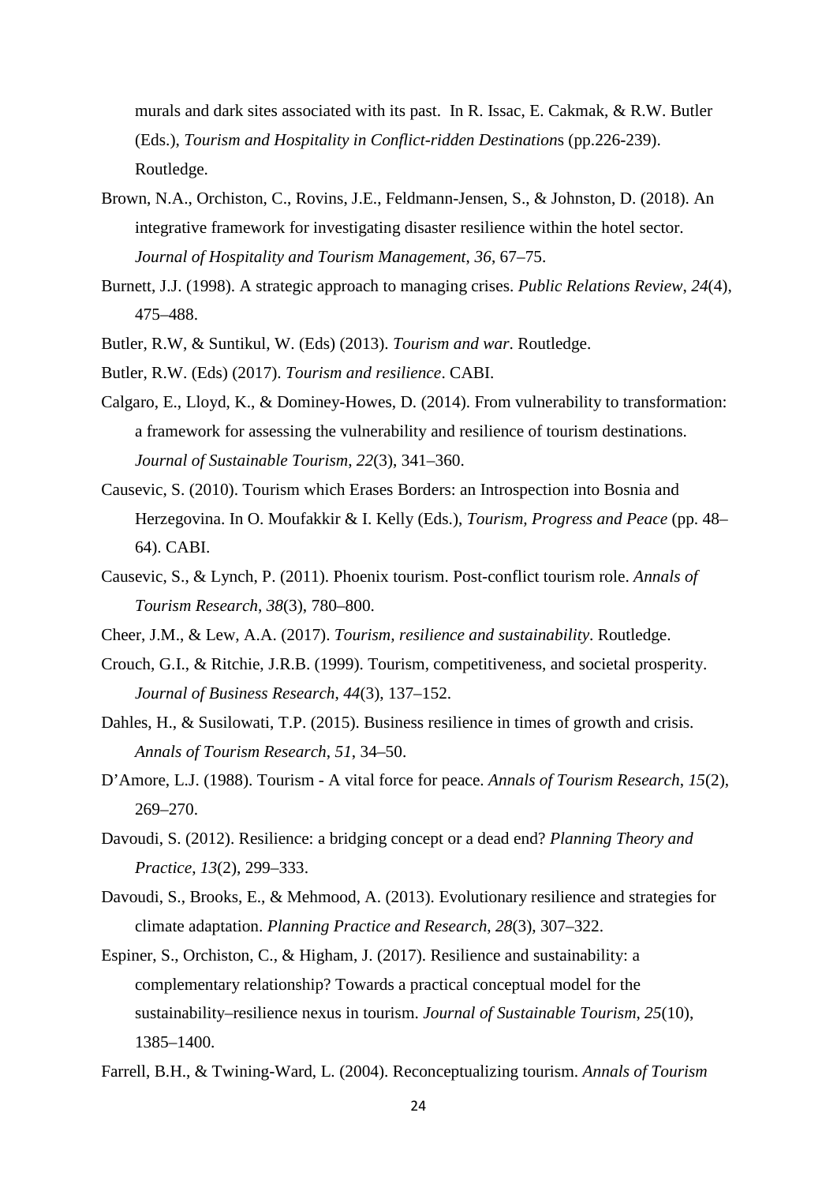murals and dark sites associated with its past. In R. Issac, E. Cakmak, & R.W. Butler (Eds.), *Tourism and Hospitality in Conflict-ridden Destinations* (pp.226-239). Routledge.

Brown, N.A., Orchiston, C., Rovins, J.E., Feldmann-Jensen, S., & Johnston, D. (2018). An integrative framework for investigating disaster resilience within the hotel sector. *Journal of Hospitality and Tourism Management*, *36*, 67–75.

Burnett, J.J. (1998). A strategic approach to managing crises. *Public Relations Review*, *24*(4), 475–488.

Butler, R.W, & Suntikul, W. (Eds) (2013). *Tourism and war*. Routledge.

Butler, R.W. (Eds) (2017). *Tourism and resilience*. CABI.

Calgaro, E., Lloyd, K., & Dominey-Howes, D. (2014). From vulnerability to transformation: a framework for assessing the vulnerability and resilience of tourism destinations. *Journal of Sustainable Tourism*, *22*(3), 341–360.

Causevic, S. (2010). Tourism which Erases Borders: an Introspection into Bosnia and Herzegovina. In O. Moufakkir & I. Kelly (Eds.), *Tourism, Progress and Peace* (pp. 48–64). CABI.

Causevic, S., & Lynch, P. (2011). Phoenix tourism. Post-conflict tourism role. *Annals of Tourism Research*, *38*(3), 780–800.

Cheer, J.M., & Lew, A.A. (2017). *Tourism, resilience and sustainability*. Routledge.

Crouch, G.I., & Ritchie, J.R.B. (1999). Tourism, competitiveness, and societal prosperity. *Journal of Business Research*, *44*(3), 137–152.

Dahles, H., & Susilowati, T.P. (2015). Business resilience in times of growth and crisis. *Annals of Tourism Research*, *51*, 34–50.

D'Amore, L.J. (1988). Tourism - A vital force for peace. *Annals of Tourism Research*, *15*(2), 269–270.

Davoudi, S. (2012). Resilience: a bridging concept or a dead end? *Planning Theory and Practice*, *13*(2), 299–333.

Davoudi, S., Brooks, E., & Mehmood, A. (2013). Evolutionary resilience and strategies for climate adaptation. *Planning Practice and Research*, *28*(3), 307–322.

Espiner, S., Orchiston, C., & Higham, J. (2017). Resilience and sustainability: a complementary relationship? Towards a practical conceptual model for the sustainability–resilience nexus in tourism. *Journal of Sustainable Tourism*, *25*(10), 1385–1400.

Farrell, B.H., & Twining-Ward, L. (2004). Reconceptualizing tourism. *Annals of Tourism*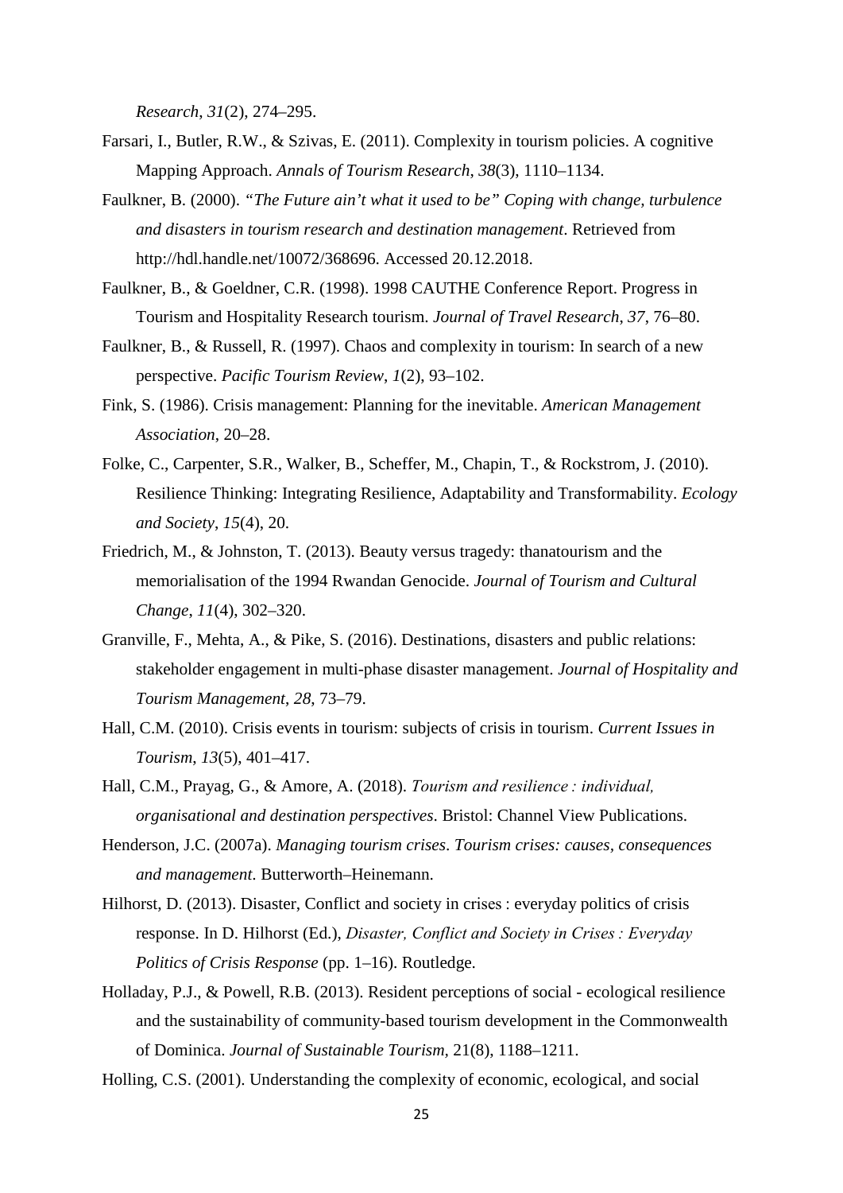*Research*, *31*(2), 274–295.

Farsari, I., Butler, R.W., & Szivas, E. (2011). Complexity in tourism policies. A cognitive Mapping Approach. *Annals of Tourism Research*, *38*(3), 1110–1134.

Faulkner, B. (2000). *"The Future ain't what it used to be" Coping with change, turbulence and disasters in tourism research and destination management*. Retrieved from http://hdl.handle.net/10072/368696. Accessed 20.12.2018.

Faulkner, B., & Goeldner, C.R. (1998). 1998 CAUTHE Conference Report. Progress in Tourism and Hospitality Research tourism. *Journal of Travel Research*, *37*, 76–80.

Faulkner, B., & Russell, R. (1997). Chaos and complexity in tourism: In search of a new perspective. *Pacific Tourism Review*, *1*(2), 93–102.

Fink, S. (1986). Crisis management: Planning for the inevitable. *American Management Association*, 20–28.

Folke, C., Carpenter, S.R., Walker, B., Scheffer, M., Chapin, T., & Rockstrom, J. (2010). Resilience Thinking: Integrating Resilience, Adaptability and Transformability. *Ecology and Society*, *15*(4), 20.

Friedrich, M., & Johnston, T. (2013). Beauty versus tragedy: thanatourism and the memorialisation of the 1994 Rwandan Genocide. *Journal of Tourism and Cultural Change*, *11*(4), 302–320.

Granville, F., Mehta, A., & Pike, S. (2016). Destinations, disasters and public relations: stakeholder engagement in multi-phase disaster management. *Journal of Hospitality and Tourism Management*, *28*, 73–79.

Hall, C.M. (2010). Crisis events in tourism: subjects of crisis in tourism. *Current Issues in Tourism*, *13*(5), 401–417.

Hall, C.M., Prayag, G., & Amore, A. (2018). *Tourism and resilience : individual, organisational and destination perspectives*. Bristol: Channel View Publications.

Henderson, J.C. (2007a). *Managing tourism crises*. *Tourism crises: causes, consequences and management*. Butterworth–Heinemann.

Hilhorst, D. (2013). Disaster, Conflict and society in crises : everyday politics of crisis response. In D. Hilhorst (Ed.), *Disaster, Conflict and Society in Crises : Everyday Politics of Crisis Response* (pp. 1–16). Routledge.

Holladay, P.J., & Powell, R.B. (2013). Resident perceptions of social - ecological resilience and the sustainability of community-based tourism development in the Commonwealth of Dominica. *Journal of Sustainable Tourism*, 21(8), 1188–1211.

Holling, C.S. (2001). Understanding the complexity of economic, ecological, and social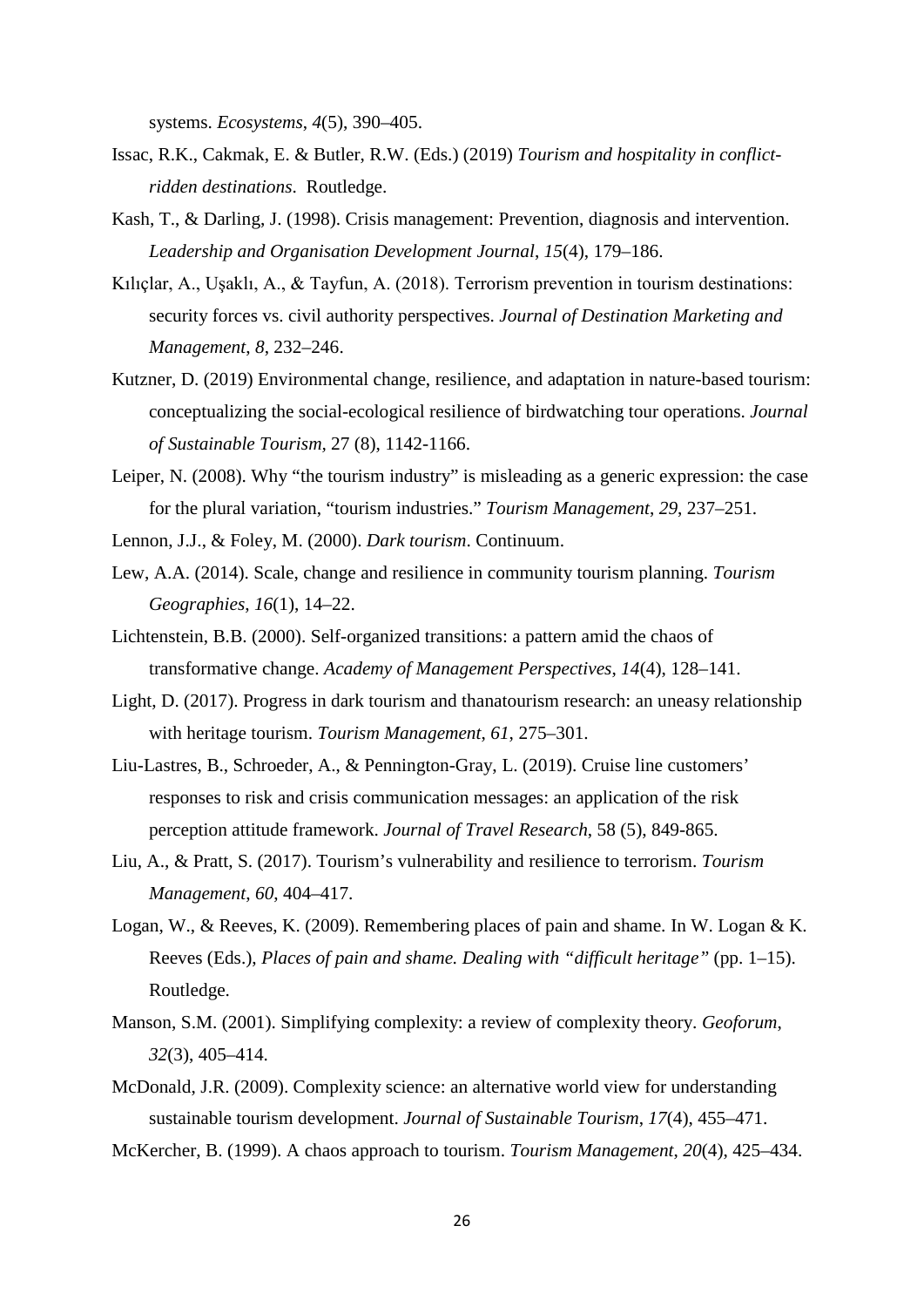systems. *Ecosystems*, *4*(5), 390–405.

Issac, R.K., Cakmak, E. & Butler, R.W. (Eds.) (2019) *Tourism and hospitality in conflict-ridden destinations*. Routledge.

Kash, T., & Darling, J. (1998). Crisis management: Prevention, diagnosis and intervention. *Leadership and Organisation Development Journal*, *15*(4), 179–186.

Kılıçlar, A., Uşaklı, A., & Tayfun, A. (2018). Terrorism prevention in tourism destinations: security forces vs. civil authority perspectives. *Journal of Destination Marketing and Management*, *8*, 232–246.

Kutzner, D. (2019) Environmental change, resilience, and adaptation in nature-based tourism: conceptualizing the social-ecological resilience of birdwatching tour operations. *Journal of Sustainable Tourism*, 27 (8), 1142-1166.

Leiper, N. (2008). Why "the tourism industry" is misleading as a generic expression: the case for the plural variation, "tourism industries." *Tourism Management*, *29*, 237–251.

Lennon, J.J., & Foley, M. (2000). *Dark tourism*. Continuum.

Lew, A.A. (2014). Scale, change and resilience in community tourism planning. *Tourism Geographies*, *16*(1), 14–22.

Lichtenstein, B.B. (2000). Self-organized transitions: a pattern amid the chaos of transformative change. *Academy of Management Perspectives*, *14*(4), 128–141.

Light, D. (2017). Progress in dark tourism and thanatourism research: an uneasy relationship with heritage tourism. *Tourism Management*, *61*, 275–301.

Liu-Lastres, B., Schroeder, A., & Pennington-Gray, L. (2019). Cruise line customers' responses to risk and crisis communication messages: an application of the risk perception attitude framework. *Journal of Travel Research*, 58 (5), 849-865.

Liu, A., & Pratt, S. (2017). Tourism's vulnerability and resilience to terrorism. *Tourism Management*, *60*, 404–417.

Logan, W., & Reeves, K. (2009). Remembering places of pain and shame. In W. Logan & K. Reeves (Eds.), *Places of pain and shame. Dealing with "difficult heritage"* (pp. 1–15). Routledge.

Manson, S.M. (2001). Simplifying complexity: a review of complexity theory. *Geoforum*, *32*(3), 405–414.

McDonald, J.R. (2009). Complexity science: an alternative world view for understanding sustainable tourism development. *Journal of Sustainable Tourism*, *17*(4), 455–471.

McKercher, B. (1999). A chaos approach to tourism. *Tourism Management*, *20*(4), 425–434.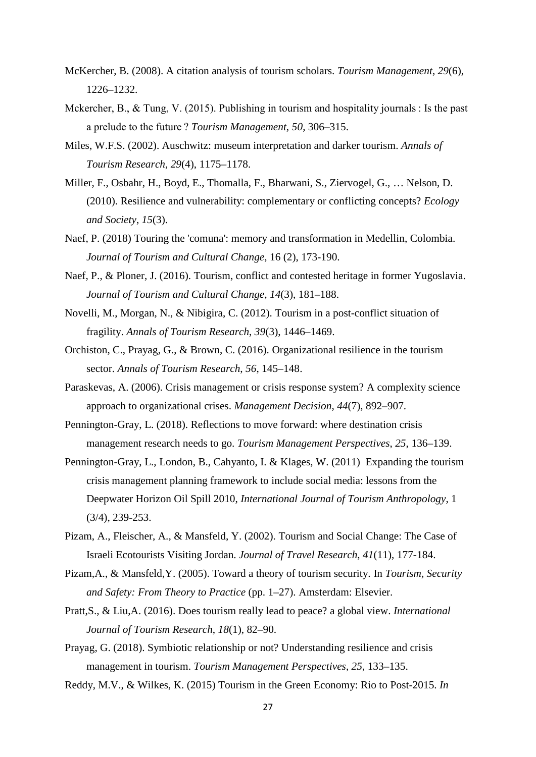McKercher, B. (2008). A citation analysis of tourism scholars. *Tourism Management*, *29*(6), 1226–1232.

Mckercher, B., & Tung, V. (2015). Publishing in tourism and hospitality journals : Is the past a prelude to the future ? *Tourism Management*, *50*, 306–315.

Miles, W.F.S. (2002). Auschwitz: museum interpretation and darker tourism. *Annals of Tourism Research*, *29*(4), 1175–1178.

Miller, F., Osbahr, H., Boyd, E., Thomalla, F., Bharwani, S., Ziervogel, G., … Nelson, D. (2010). Resilience and vulnerability: complementary or conflicting concepts? *Ecology and Society*, *15*(3).

Naef, P. (2018) Touring the 'comuna': memory and transformation in Medellin, Colombia. *Journal of Tourism and Cultural Change*, 16 (2), 173-190.

Naef, P., & Ploner, J. (2016). Tourism, conflict and contested heritage in former Yugoslavia. *Journal of Tourism and Cultural Change*, *14*(3), 181–188.

Novelli, M., Morgan, N., & Nibigira, C. (2012). Tourism in a post-conflict situation of fragility. *Annals of Tourism Research*, *39*(3), 1446–1469.

Orchiston, C., Prayag, G., & Brown, C. (2016). Organizational resilience in the tourism sector. *Annals of Tourism Research*, *56*, 145–148.

Paraskevas, A. (2006). Crisis management or crisis response system? A complexity science approach to organizational crises. *Management Decision*, *44*(7), 892–907.

Pennington-Gray, L. (2018). Reflections to move forward: where destination crisis management research needs to go. *Tourism Management Perspectives*, *25*, 136–139.

Pennington-Gray, L., London, B., Cahyanto, I. & Klages, W. (2011) Expanding the tourism crisis management planning framework to include social media: lessons from the Deepwater Horizon Oil Spill 2010, *International Journal of Tourism Anthropology*, 1 (3/4), 239-253.

Pizam, A., Fleischer, A., & Mansfeld, Y. (2002). Tourism and Social Change: The Case of Israeli Ecotourists Visiting Jordan. *Journal of Travel Research*, *41*(11), 177-184.

Pizam,A., & Mansfeld,Y. (2005). Toward a theory of tourism security. In *Tourism, Security and Safety: From Theory to Practice* (pp. 1–27). Amsterdam: Elsevier.

Pratt,S., & Liu,A. (2016). Does tourism really lead to peace? a global view. *International Journal of Tourism Research*, *18*(1), 82–90.

Prayag, G. (2018). Symbiotic relationship or not? Understanding resilience and crisis management in tourism. *Tourism Management Perspectives*, *25*, 133–135.

Reddy, M.V., & Wilkes, K. (2015) Tourism in the Green Economy: Rio to Post-2015. *In*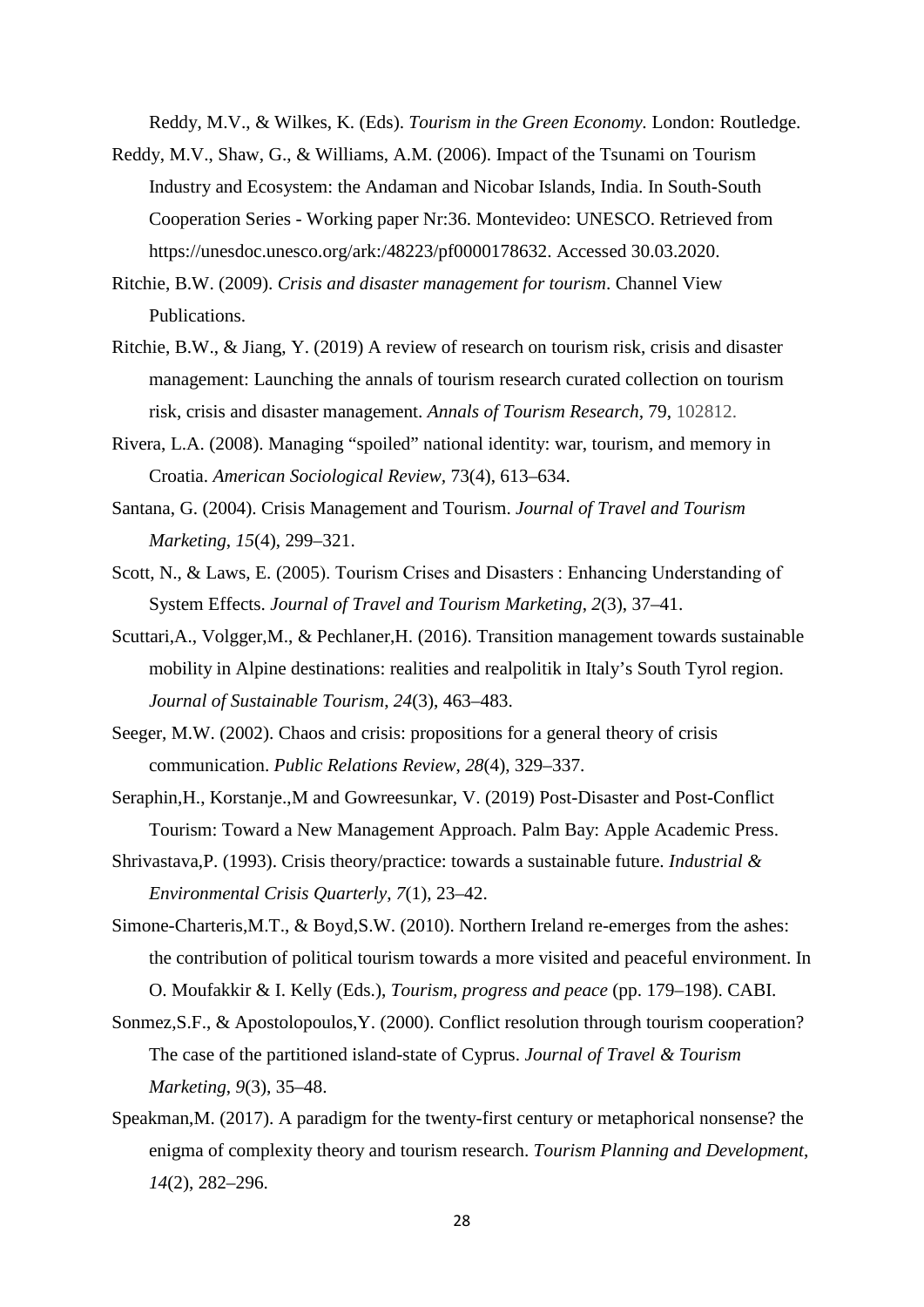Reddy, M.V., & Wilkes, K. (Eds). *Tourism in the Green Economy.* London: Routledge.

Reddy, M.V., Shaw, G., & Williams, A.M. (2006). Impact of the Tsunami on Tourism Industry and Ecosystem: the Andaman and Nicobar Islands, India. In South-South Cooperation Series - Working paper Nr:36. Montevideo: UNESCO. Retrieved from https://unesdoc.unesco.org/ark:/48223/pf0000178632. Accessed 30.03.2020.

Ritchie, B.W. (2009). *Crisis and disaster management for tourism*. Channel View Publications.

Ritchie, B.W., & Jiang, Y. (2019) A review of research on tourism risk, crisis and disaster management: Launching the annals of tourism research curated collection on tourism risk, crisis and disaster management. *Annals of Tourism Research,* 79, 102812.

Rivera, L.A. (2008). Managing "spoiled" national identity: war, tourism, and memory in Croatia. *American Sociological Review,* 73(4), 613–634.

Santana, G. (2004). Crisis Management and Tourism. *Journal of Travel and Tourism Marketing*, *15*(4), 299–321.

Scott, N., & Laws, E. (2005). Tourism Crises and Disasters : Enhancing Understanding of System Effects. *Journal of Travel and Tourism Marketing*, *2*(3), 37–41.

Scuttari,A., Volgger,M., & Pechlaner,H. (2016). Transition management towards sustainable mobility in Alpine destinations: realities and realpolitik in Italy's South Tyrol region. *Journal of Sustainable Tourism*, *24*(3), 463–483.

Seeger, M.W. (2002). Chaos and crisis: propositions for a general theory of crisis communication. *Public Relations Review*, *28*(4), 329–337.

Seraphin,H., Korstanje.,M and Gowreesunkar, V. (2019) Post-Disaster and Post-Conflict Tourism: Toward a New Management Approach. Palm Bay: Apple Academic Press.

Shrivastava,P. (1993). Crisis theory/practice: towards a sustainable future. *Industrial & Environmental Crisis Quarterly*, *7*(1), 23–42.

Simone-Charteris,M.T., & Boyd,S.W. (2010). Northern Ireland re-emerges from the ashes: the contribution of political tourism towards a more visited and peaceful environment. In O. Moufakkir & I. Kelly (Eds.), *Tourism, progress and peace* (pp. 179–198). CABI.

Sonmez,S.F., & Apostolopoulos,Y. (2000). Conflict resolution through tourism cooperation? The case of the partitioned island-state of Cyprus. *Journal of Travel & Tourism Marketing*, *9*(3), 35–48.

Speakman,M. (2017). A paradigm for the twenty-first century or metaphorical nonsense? the enigma of complexity theory and tourism research. *Tourism Planning and Development*, *14*(2), 282–296.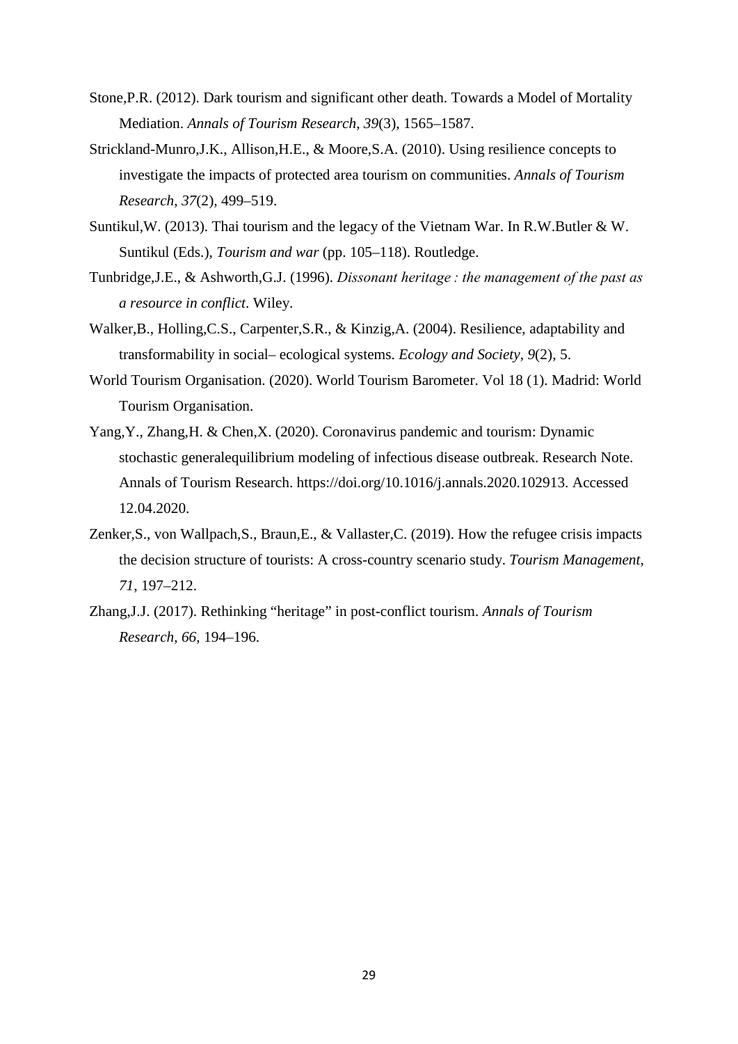Stone,P.R. (2012). Dark tourism and significant other death. Towards a Model of Mortality Mediation. *Annals of Tourism Research*, *39*(3), 1565–1587.

Strickland-Munro,J.K., Allison,H.E., & Moore,S.A. (2010). Using resilience concepts to investigate the impacts of protected area tourism on communities. *Annals of Tourism Research*, *37*(2), 499–519.

Suntikul,W. (2013). Thai tourism and the legacy of the Vietnam War. In R.W.Butler & W. Suntikul (Eds.), *Tourism and war* (pp. 105–118). Routledge.

Tunbridge,J.E., & Ashworth,G.J. (1996). *Dissonant heritage : the management of the past as a resource in conflict*. Wiley.

Walker,B., Holling,C.S., Carpenter,S.R., & Kinzig,A. (2004). Resilience, adaptability and transformability in social– ecological systems. *Ecology and Society*, *9*(2), 5.

World Tourism Organisation. (2020). World Tourism Barometer. Vol 18 (1). Madrid: World Tourism Organisation.

Yang,Y., Zhang,H. & Chen,X. (2020). Coronavirus pandemic and tourism: Dynamic stochastic generalequilibrium modeling of infectious disease outbreak. Research Note. Annals of Tourism Research. https://doi.org/10.1016/j.annals.2020.102913. Accessed 12.04.2020.

Zenker,S., von Wallpach,S., Braun,E., & Vallaster,C. (2019). How the refugee crisis impacts the decision structure of tourists: A cross-country scenario study. *Tourism Management*, *71*, 197–212.

Zhang,J.J. (2017). Rethinking "heritage" in post-conflict tourism. *Annals of Tourism Research*, *66*, 194–196.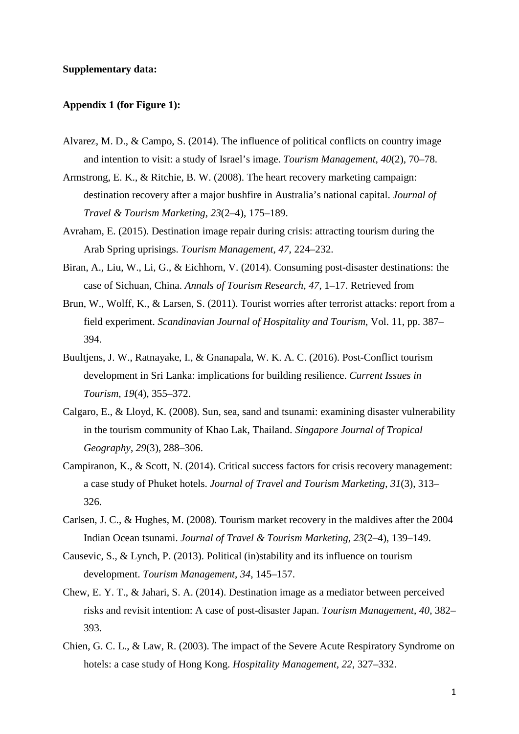**Supplementary data:**

**Appendix 1 (for Figure 1):**

Alvarez, M. D., & Campo, S. (2014). The influence of political conflicts on country image and intention to visit: a study of Israel's image. *Tourism Management*, *40*(2), 70–78.

Armstrong, E. K., & Ritchie, B. W. (2008). The heart recovery marketing campaign: destination recovery after a major bushfire in Australia's national capital. *Journal of Travel & Tourism Marketing*, *23*(2–4), 175–189.

Avraham, E. (2015). Destination image repair during crisis: attracting tourism during the Arab Spring uprisings. *Tourism Management*, *47*, 224–232.

Biran, A., Liu, W., Li, G., & Eichhorn, V. (2014). Consuming post-disaster destinations: the case of Sichuan, China. *Annals of Tourism Research*, *47*, 1–17. Retrieved from

Brun, W., Wolff, K., & Larsen, S. (2011). Tourist worries after terrorist attacks: report from a field experiment. *Scandinavian Journal of Hospitality and Tourism*, Vol. 11, pp. 387–394.

Buultjens, J. W., Ratnayake, I., & Gnanapala, W. K. A. C. (2016). Post-Conflict tourism development in Sri Lanka: implications for building resilience. *Current Issues in Tourism*, *19*(4), 355–372.

Calgaro, E., & Lloyd, K. (2008). Sun, sea, sand and tsunami: examining disaster vulnerability in the tourism community of Khao Lak, Thailand. *Singapore Journal of Tropical Geography*, *29*(3), 288–306.

Campiranon, K., & Scott, N. (2014). Critical success factors for crisis recovery management: a case study of Phuket hotels. *Journal of Travel and Tourism Marketing*, *31*(3), 313–326.

Carlsen, J. C., & Hughes, M. (2008). Tourism market recovery in the maldives after the 2004 Indian Ocean tsunami. *Journal of Travel & Tourism Marketing*, *23*(2–4), 139–149.

Causevic, S., & Lynch, P. (2013). Political (in)stability and its influence on tourism development. *Tourism Management*, *34*, 145–157.

Chew, E. Y. T., & Jahari, S. A. (2014). Destination image as a mediator between perceived risks and revisit intention: A case of post-disaster Japan. *Tourism Management*, *40*, 382–393.

Chien, G. C. L., & Law, R. (2003). The impact of the Severe Acute Respiratory Syndrome on hotels: a case study of Hong Kong. *Hospitality Management*, *22*, 327–332.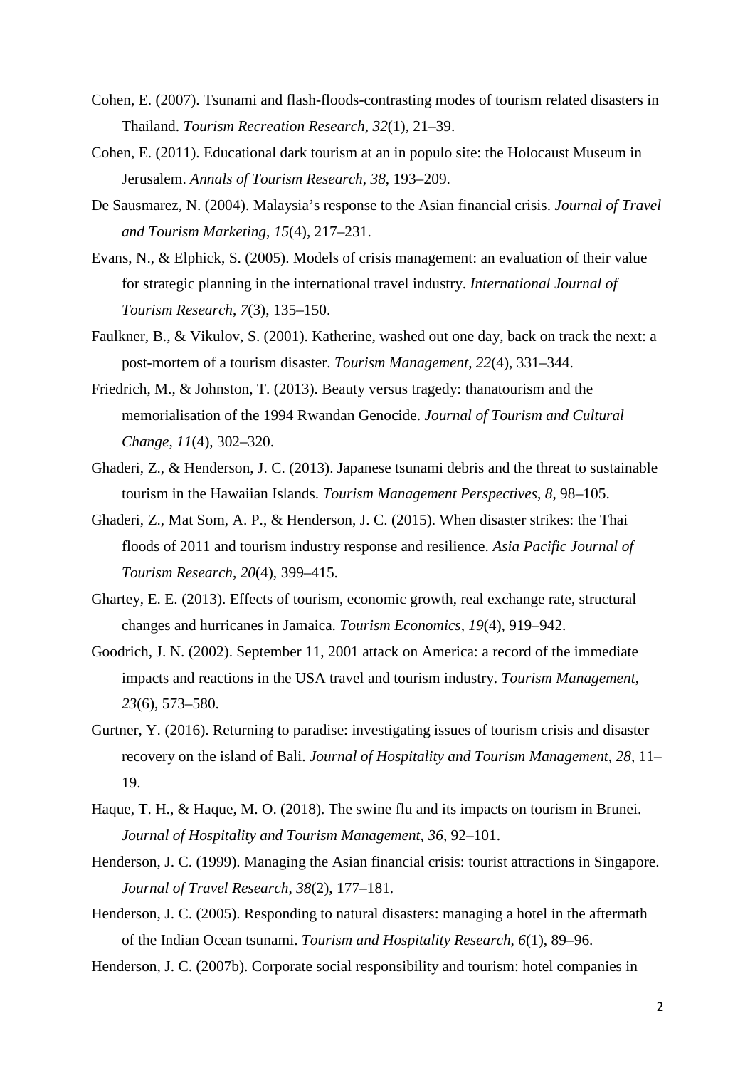Cohen, E. (2007). Tsunami and flash-floods-contrasting modes of tourism related disasters in Thailand. *Tourism Recreation Research*, *32*(1), 21–39.

Cohen, E. (2011). Educational dark tourism at an in populo site: the Holocaust Museum in Jerusalem. *Annals of Tourism Research*, *38*, 193–209.

De Sausmarez, N. (2004). Malaysia's response to the Asian financial crisis. *Journal of Travel and Tourism Marketing*, *15*(4), 217–231.

Evans, N., & Elphick, S. (2005). Models of crisis management: an evaluation of their value for strategic planning in the international travel industry. *International Journal of Tourism Research*, *7*(3), 135–150.

Faulkner, B., & Vikulov, S. (2001). Katherine, washed out one day, back on track the next: a post-mortem of a tourism disaster. *Tourism Management*, *22*(4), 331–344.

Friedrich, M., & Johnston, T. (2013). Beauty versus tragedy: thanatourism and the memorialisation of the 1994 Rwandan Genocide. *Journal of Tourism and Cultural Change*, *11*(4), 302–320.

Ghaderi, Z., & Henderson, J. C. (2013). Japanese tsunami debris and the threat to sustainable tourism in the Hawaiian Islands. *Tourism Management Perspectives*, *8*, 98–105.

Ghaderi, Z., Mat Som, A. P., & Henderson, J. C. (2015). When disaster strikes: the Thai floods of 2011 and tourism industry response and resilience. *Asia Pacific Journal of Tourism Research*, *20*(4), 399–415.

Ghartey, E. E. (2013). Effects of tourism, economic growth, real exchange rate, structural changes and hurricanes in Jamaica. *Tourism Economics*, *19*(4), 919–942.

Goodrich, J. N. (2002). September 11, 2001 attack on America: a record of the immediate impacts and reactions in the USA travel and tourism industry. *Tourism Management*, *23*(6), 573–580.

Gurtner, Y. (2016). Returning to paradise: investigating issues of tourism crisis and disaster recovery on the island of Bali. *Journal of Hospitality and Tourism Management*, *28*, 11–19.

Haque, T. H., & Haque, M. O. (2018). The swine flu and its impacts on tourism in Brunei. *Journal of Hospitality and Tourism Management*, *36*, 92–101.

Henderson, J. C. (1999). Managing the Asian financial crisis: tourist attractions in Singapore. *Journal of Travel Research*, *38*(2), 177–181.

Henderson, J. C. (2005). Responding to natural disasters: managing a hotel in the aftermath of the Indian Ocean tsunami. *Tourism and Hospitality Research*, *6*(1), 89–96.

Henderson, J. C. (2007b). Corporate social responsibility and tourism: hotel companies in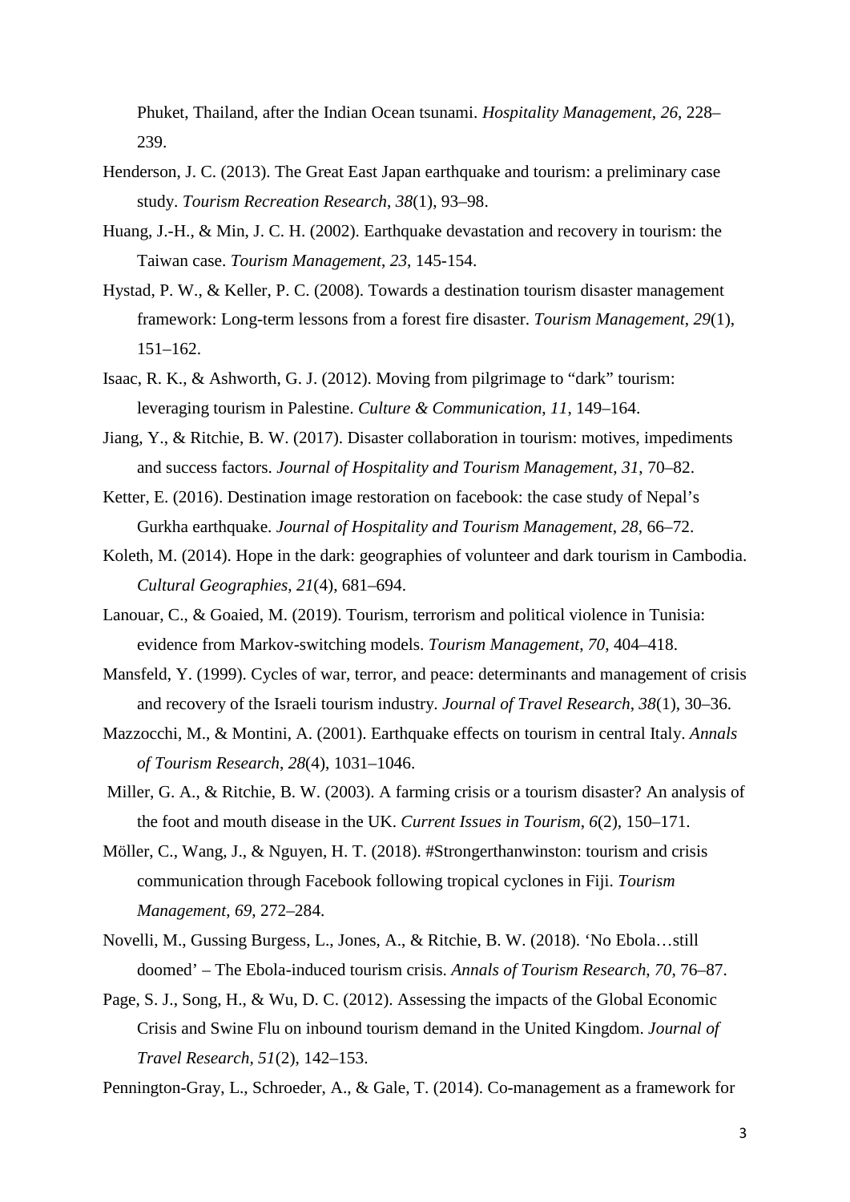Phuket, Thailand, after the Indian Ocean tsunami. *Hospitality Management*, *26*, 228–239.

Henderson, J. C. (2013). The Great East Japan earthquake and tourism: a preliminary case study. *Tourism Recreation Research*, *38*(1), 93–98.

Huang, J.-H., & Min, J. C. H. (2002). Earthquake devastation and recovery in tourism: the Taiwan case. *Tourism Management*, *23*, 145-154.

Hystad, P. W., & Keller, P. C. (2008). Towards a destination tourism disaster management framework: Long-term lessons from a forest fire disaster. *Tourism Management*, *29*(1), 151–162.

Isaac, R. K., & Ashworth, G. J. (2012). Moving from pilgrimage to “dark” tourism: leveraging tourism in Palestine. *Culture & Communication*, *11*, 149–164.

Jiang, Y., & Ritchie, B. W. (2017). Disaster collaboration in tourism: motives, impediments and success factors. *Journal of Hospitality and Tourism Management*, *31*, 70–82.

Ketter, E. (2016). Destination image restoration on facebook: the case study of Nepal’s Gurkha earthquake. *Journal of Hospitality and Tourism Management*, *28*, 66–72.

Koleth, M. (2014). Hope in the dark: geographies of volunteer and dark tourism in Cambodia. *Cultural Geographies*, *21*(4), 681–694.

Lanouar, C., & Goaied, M. (2019). Tourism, terrorism and political violence in Tunisia: evidence from Markov-switching models. *Tourism Management*, *70*, 404–418.

Mansfeld, Y. (1999). Cycles of war, terror, and peace: determinants and management of crisis and recovery of the Israeli tourism industry. *Journal of Travel Research*, *38*(1), 30–36.

Mazzocchi, M., & Montini, A. (2001). Earthquake effects on tourism in central Italy. *Annals of Tourism Research*, *28*(4), 1031–1046.

Miller, G. A., & Ritchie, B. W. (2003). A farming crisis or a tourism disaster? An analysis of the foot and mouth disease in the UK. *Current Issues in Tourism*, *6*(2), 150–171.

Möller, C., Wang, J., & Nguyen, H. T. (2018). #Strongerthanwinston: tourism and crisis communication through Facebook following tropical cyclones in Fiji. *Tourism Management*, *69*, 272–284.

Novelli, M., Gussing Burgess, L., Jones, A., & Ritchie, B. W. (2018). ‘No Ebola…still doomed’ – The Ebola-induced tourism crisis. *Annals of Tourism Research*, *70*, 76–87.

Page, S. J., Song, H., & Wu, D. C. (2012). Assessing the impacts of the Global Economic Crisis and Swine Flu on inbound tourism demand in the United Kingdom. *Journal of Travel Research*, *51*(2), 142–153.

Pennington-Gray, L., Schroeder, A., & Gale, T. (2014). Co-management as a framework for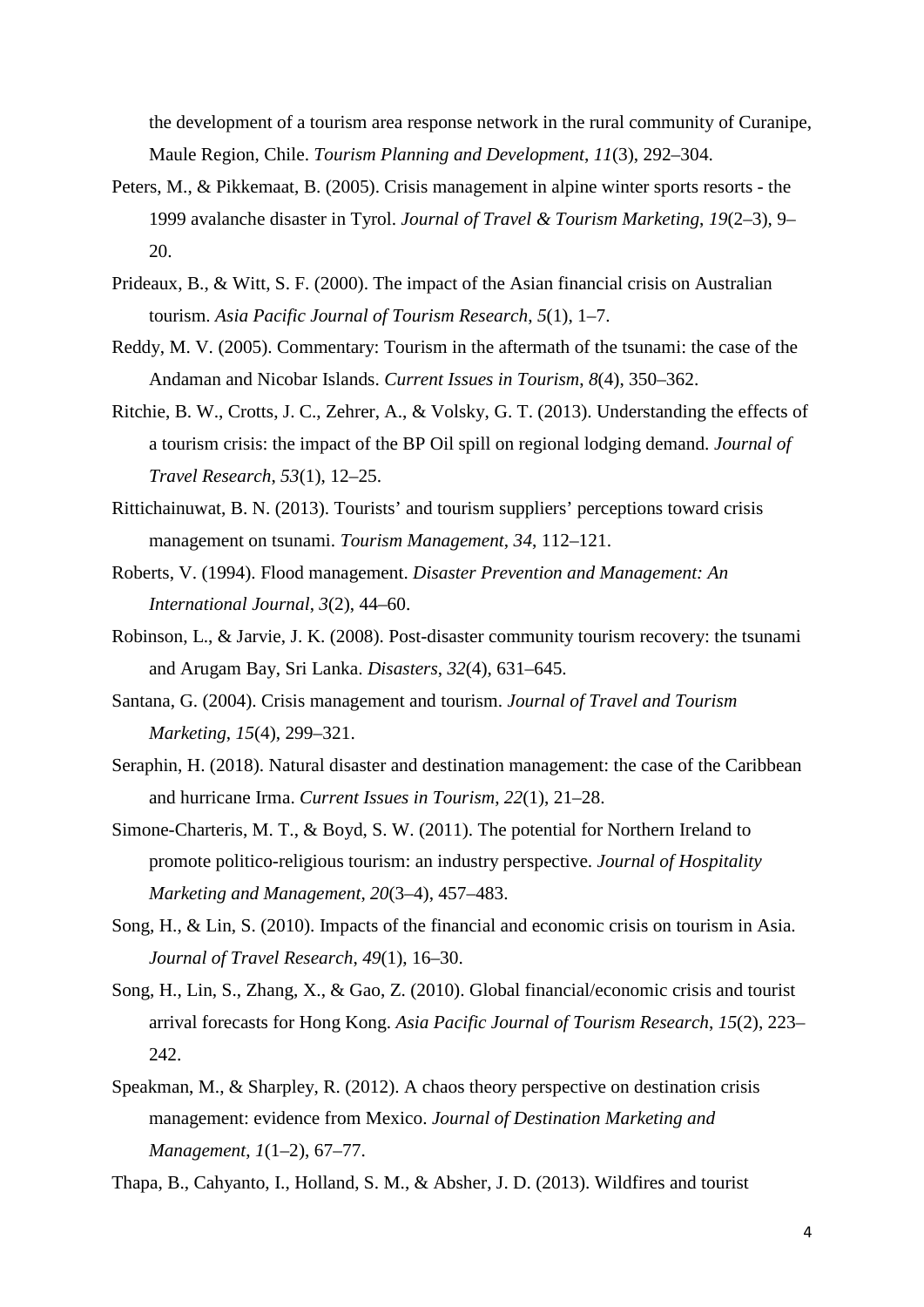the development of a tourism area response network in the rural community of Curanipe, Maule Region, Chile. *Tourism Planning and Development*, *11*(3), 292–304.

Peters, M., & Pikkemaat, B. (2005). Crisis management in alpine winter sports resorts - the 1999 avalanche disaster in Tyrol. *Journal of Travel & Tourism Marketing*, *19*(2–3), 9–20.

Prideaux, B., & Witt, S. F. (2000). The impact of the Asian financial crisis on Australian tourism. *Asia Pacific Journal of Tourism Research*, *5*(1), 1–7.

Reddy, M. V. (2005). Commentary: Tourism in the aftermath of the tsunami: the case of the Andaman and Nicobar Islands. *Current Issues in Tourism*, *8*(4), 350–362.

Ritchie, B. W., Crotts, J. C., Zehrer, A., & Volsky, G. T. (2013). Understanding the effects of a tourism crisis: the impact of the BP Oil spill on regional lodging demand. *Journal of Travel Research*, *53*(1), 12–25.

Rittichainuwat, B. N. (2013). Tourists' and tourism suppliers' perceptions toward crisis management on tsunami. *Tourism Management*, *34*, 112–121.

Roberts, V. (1994). Flood management. *Disaster Prevention and Management: An International Journal*, *3*(2), 44–60.

Robinson, L., & Jarvie, J. K. (2008). Post-disaster community tourism recovery: the tsunami and Arugam Bay, Sri Lanka. *Disasters*, *32*(4), 631–645.

Santana, G. (2004). Crisis management and tourism. *Journal of Travel and Tourism Marketing*, *15*(4), 299–321.

Seraphin, H. (2018). Natural disaster and destination management: the case of the Caribbean and hurricane Irma. *Current Issues in Tourism*, *22*(1), 21–28.

Simone-Charteris, M. T., & Boyd, S. W. (2011). The potential for Northern Ireland to promote politico-religious tourism: an industry perspective. *Journal of Hospitality Marketing and Management*, *20*(3–4), 457–483.

Song, H., & Lin, S. (2010). Impacts of the financial and economic crisis on tourism in Asia. *Journal of Travel Research*, *49*(1), 16–30.

Song, H., Lin, S., Zhang, X., & Gao, Z. (2010). Global financial/economic crisis and tourist arrival forecasts for Hong Kong. *Asia Pacific Journal of Tourism Research*, *15*(2), 223–242.

Speakman, M., & Sharpley, R. (2012). A chaos theory perspective on destination crisis management: evidence from Mexico. *Journal of Destination Marketing and Management*, *1*(1–2), 67–77.

Thapa, B., Cahyanto, I., Holland, S. M., & Absher, J. D. (2013). Wildfires and tourist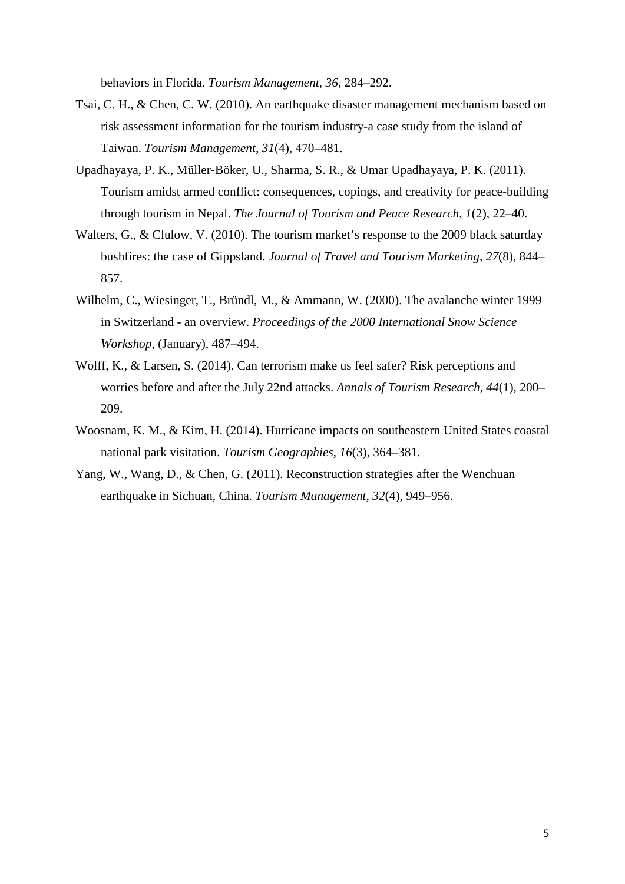behaviors in Florida. *Tourism Management*, *36*, 284–292.

Tsai, C. H., & Chen, C. W. (2010). An earthquake disaster management mechanism based on risk assessment information for the tourism industry-a case study from the island of Taiwan. *Tourism Management*, *31*(4), 470–481.

Upadhayaya, P. K., Müller-Böker, U., Sharma, S. R., & Umar Upadhayaya, P. K. (2011). Tourism amidst armed conflict: consequences, copings, and creativity for peace-building through tourism in Nepal. *The Journal of Tourism and Peace Research*, *1*(2), 22–40.

Walters, G., & Clulow, V. (2010). The tourism market's response to the 2009 black saturday bushfires: the case of Gippsland. *Journal of Travel and Tourism Marketing*, *27*(8), 844–857.

Wilhelm, C., Wiesinger, T., Bründl, M., & Ammann, W. (2000). The avalanche winter 1999 in Switzerland - an overview. *Proceedings of the 2000 International Snow Science Workshop*, (January), 487–494.

Wolff, K., & Larsen, S. (2014). Can terrorism make us feel safer? Risk perceptions and worries before and after the July 22nd attacks. *Annals of Tourism Research*, *44*(1), 200–209.

Woosnam, K. M., & Kim, H. (2014). Hurricane impacts on southeastern United States coastal national park visitation. *Tourism Geographies*, *16*(3), 364–381.

Yang, W., Wang, D., & Chen, G. (2011). Reconstruction strategies after the Wenchuan earthquake in Sichuan, China. *Tourism Management*, *32*(4), 949–956.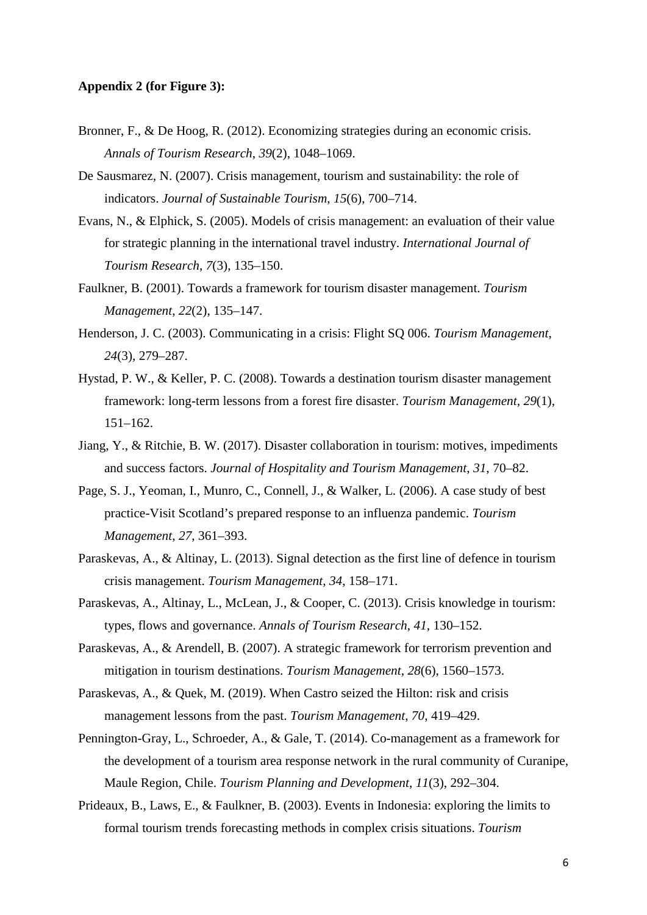**Appendix 2 (for Figure 3):**

Bronner, F., & De Hoog, R. (2012). Economizing strategies during an economic crisis. *Annals of Tourism Research*, *39*(2), 1048–1069.

De Sausmarez, N. (2007). Crisis management, tourism and sustainability: the role of indicators. *Journal of Sustainable Tourism*, *15*(6), 700–714.

Evans, N., & Elphick, S. (2005). Models of crisis management: an evaluation of their value for strategic planning in the international travel industry. *International Journal of Tourism Research*, *7*(3), 135–150.

Faulkner, B. (2001). Towards a framework for tourism disaster management. *Tourism Management*, *22*(2), 135–147.

Henderson, J. C. (2003). Communicating in a crisis: Flight SQ 006. *Tourism Management*, *24*(3), 279–287.

Hystad, P. W., & Keller, P. C. (2008). Towards a destination tourism disaster management framework: long-term lessons from a forest fire disaster. *Tourism Management*, *29*(1), 151–162.

Jiang, Y., & Ritchie, B. W. (2017). Disaster collaboration in tourism: motives, impediments and success factors. *Journal of Hospitality and Tourism Management*, *31*, 70–82.

Page, S. J., Yeoman, I., Munro, C., Connell, J., & Walker, L. (2006). A case study of best practice-Visit Scotland's prepared response to an influenza pandemic. *Tourism Management*, *27*, 361–393.

Paraskevas, A., & Altinay, L. (2013). Signal detection as the first line of defence in tourism crisis management. *Tourism Management*, *34*, 158–171.

Paraskevas, A., Altinay, L., McLean, J., & Cooper, C. (2013). Crisis knowledge in tourism: types, flows and governance. *Annals of Tourism Research*, *41*, 130–152.

Paraskevas, A., & Arendell, B. (2007). A strategic framework for terrorism prevention and mitigation in tourism destinations. *Tourism Management*, *28*(6), 1560–1573.

Paraskevas, A., & Quek, M. (2019). When Castro seized the Hilton: risk and crisis management lessons from the past. *Tourism Management*, *70*, 419–429.

Pennington-Gray, L., Schroeder, A., & Gale, T. (2014). Co-management as a framework for the development of a tourism area response network in the rural community of Curanipe, Maule Region, Chile. *Tourism Planning and Development*, *11*(3), 292–304.

Prideaux, B., Laws, E., & Faulkner, B. (2003). Events in Indonesia: exploring the limits to formal tourism trends forecasting methods in complex crisis situations. *Tourism*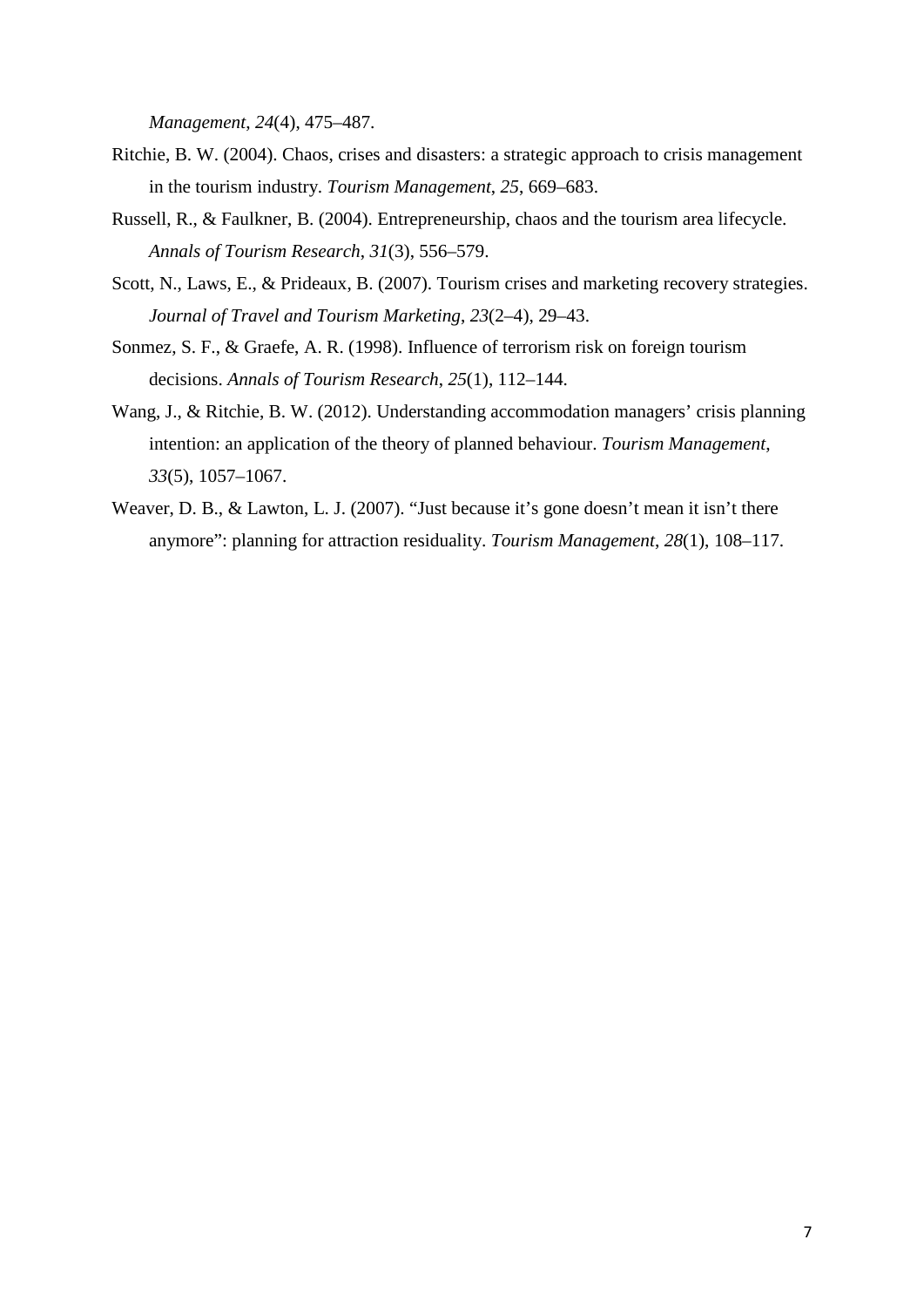*Management*, *24*(4), 475–487.

Ritchie, B. W. (2004). Chaos, crises and disasters: a strategic approach to crisis management in the tourism industry. *Tourism Management*, *25*, 669–683.

Russell, R., & Faulkner, B. (2004). Entrepreneurship, chaos and the tourism area lifecycle. *Annals of Tourism Research*, *31*(3), 556–579.

Scott, N., Laws, E., & Prideaux, B. (2007). Tourism crises and marketing recovery strategies. *Journal of Travel and Tourism Marketing*, *23*(2–4), 29–43.

Sonmez, S. F., & Graefe, A. R. (1998). Influence of terrorism risk on foreign tourism decisions. *Annals of Tourism Research*, *25*(1), 112–144.

Wang, J., & Ritchie, B. W. (2012). Understanding accommodation managers' crisis planning intention: an application of the theory of planned behaviour. *Tourism Management*, *33*(5), 1057–1067.

Weaver, D. B., & Lawton, L. J. (2007). "Just because it's gone doesn't mean it isn't there anymore": planning for attraction residuality. *Tourism Management*, *28*(1), 108–117.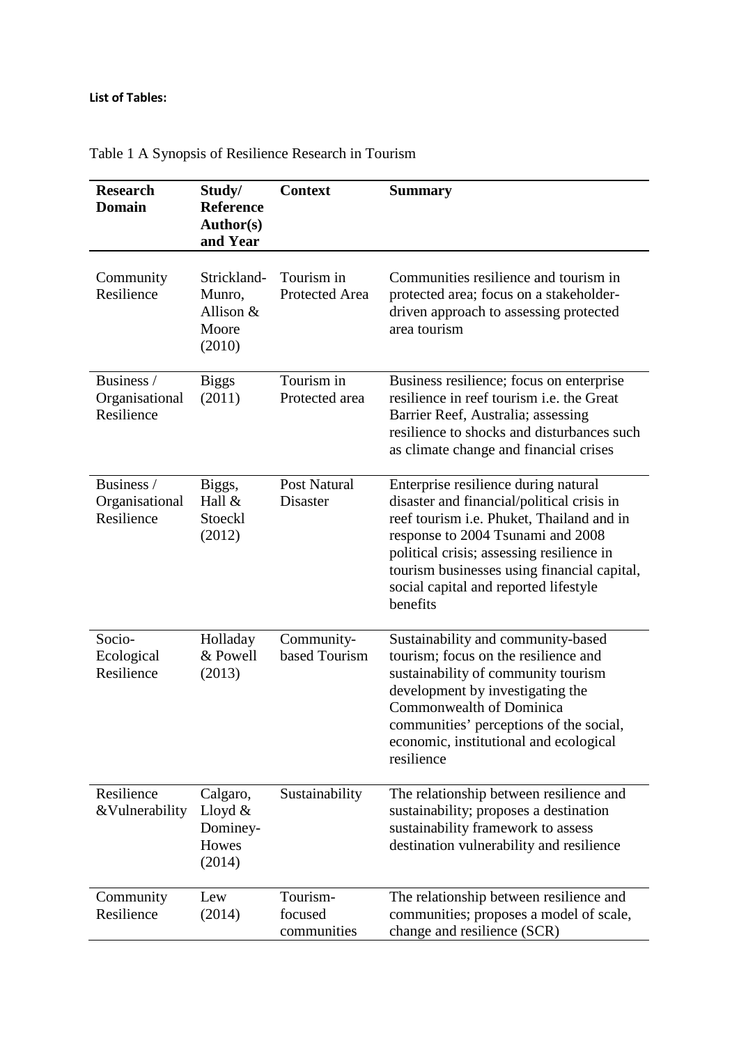**List of Tables:**

Table 1 A Synopsis of Resilience Research in Tourism

| Research Domain | Study/ Reference Author(s) and Year | Context | Summary |
|---|---|---|---|
| Community Resilience | Strickland-Munro, Allison & Moore (2010) | Tourism in Protected Area | Communities resilience and tourism in protected area; focus on a stakeholder-driven approach to assessing protected area tourism |
| Business / Organisational Resilience | Biggs (2011) | Tourism in Protected area | Business resilience; focus on enterprise resilience in reef tourism i.e. the Great Barrier Reef, Australia; assessing resilience to shocks and disturbances such as climate change and financial crises |
| Business / Organisational Resilience | Biggs, Hall & Stoeckl (2012) | Post Natural Disaster | Enterprise resilience during natural disaster and financial/political crisis in reef tourism i.e. Phuket, Thailand and in response to 2004 Tsunami and 2008 political crisis; assessing resilience in tourism businesses using financial capital, social capital and reported lifestyle benefits |
| Socio-Ecological Resilience | Holladay & Powell (2013) | Community-based Tourism | Sustainability and community-based tourism; focus on the resilience and sustainability of community tourism development by investigating the Commonwealth of Dominica communities' perceptions of the social, economic, institutional and ecological resilience |
| Resilience &Vulnerability | Calgaro, Lloyd & Dominey-Howes (2014) | Sustainability | The relationship between resilience and sustainability; proposes a destination sustainability framework to assess destination vulnerability and resilience |
| Community Resilience | Lew (2014) | Tourism-focused communities | The relationship between resilience and communities; proposes a model of scale, change and resilience (SCR) |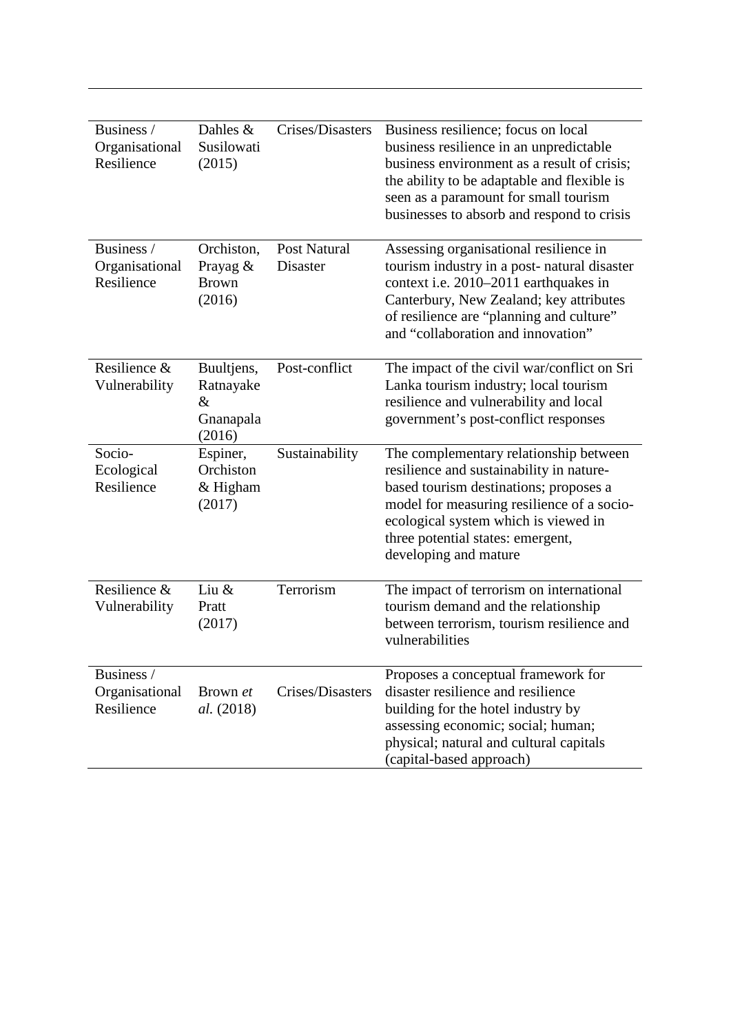| | | | |
|---|---|---|---|
| Business / Organisational Resilience | Dahles & Susilowati (2015) | Crises/Disasters | Business resilience; focus on local business resilience in an unpredictable business environment as a result of crisis; the ability to be adaptable and flexible is seen as a paramount for small tourism businesses to absorb and respond to crisis |
| Business / Organisational Resilience | Orchiston, Prayag & Brown (2016) | Post Natural Disaster | Assessing organisational resilience in tourism industry in a post- natural disaster context i.e. 2010–2011 earthquakes in Canterbury, New Zealand; key attributes of resilience are "planning and culture" and "collaboration and innovation" |
| Resilience & Vulnerability | Buultjens, Ratnayake & Gnanapala (2016) | Post-conflict | The impact of the civil war/conflict on Sri Lanka tourism industry; local tourism resilience and vulnerability and local government's post-conflict responses |
| Socio-Ecological Resilience | Espiner, Orchiston & Higham (2017) | Sustainability | The complementary relationship between resilience and sustainability in nature-based tourism destinations; proposes a model for measuring resilience of a socio-ecological system which is viewed in three potential states: emergent, developing and mature |
| Resilience & Vulnerability | Liu & Pratt (2017) | Terrorism | The impact of terrorism on international tourism demand and the relationship between terrorism, tourism resilience and vulnerabilities |
| Business / Organisational Resilience | Brown *et al.* (2018) | Crises/Disasters | Proposes a conceptual framework for disaster resilience and resilience building for the hotel industry by assessing economic; social; human; physical; natural and cultural capitals (capital-based approach) |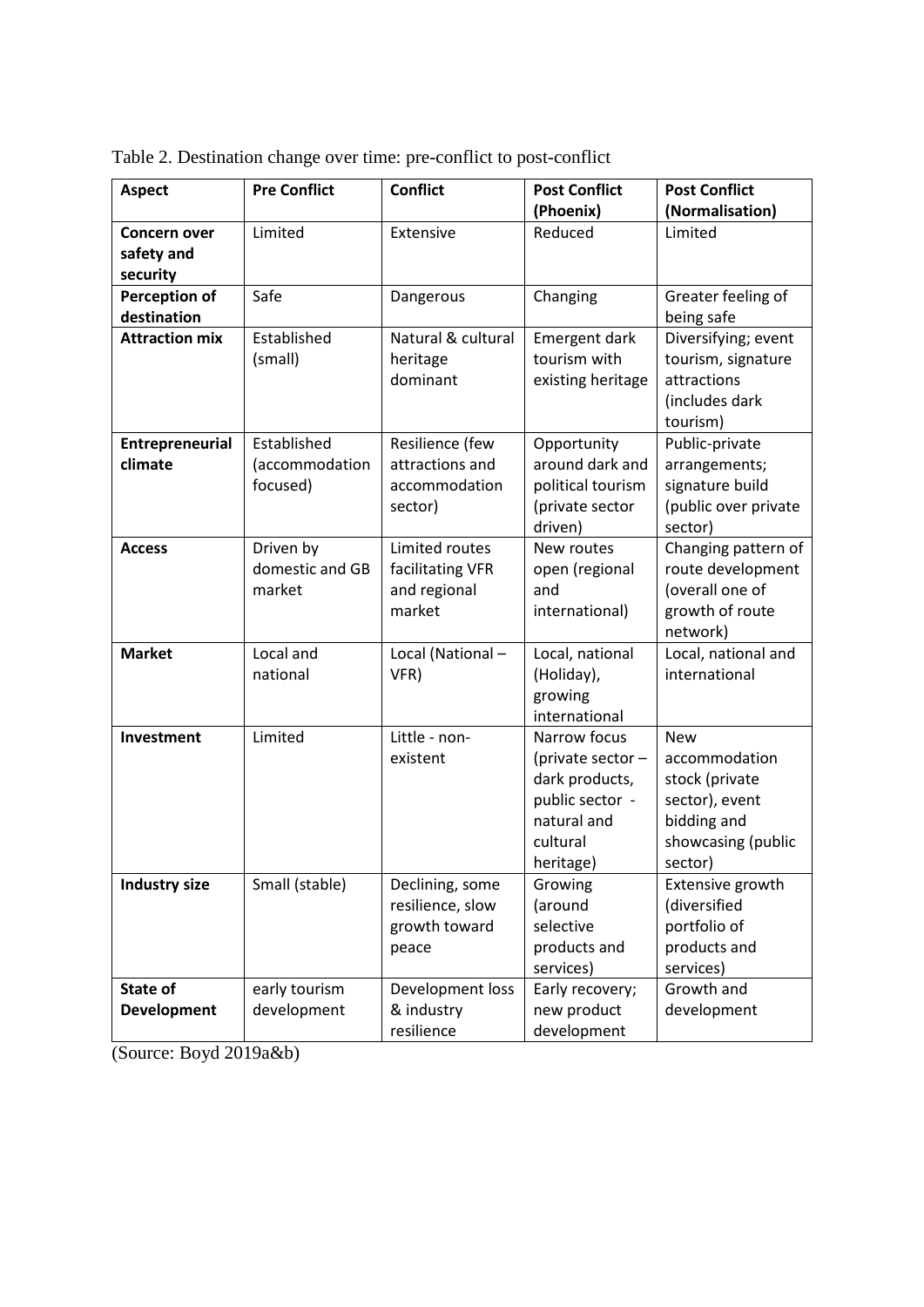Table 2. Destination change over time: pre-conflict to post-conflict

| Aspect | Pre Conflict | Conflict | Post Conflict (Phoenix) | Post Conflict (Normalisation) |
|---|---|---|---|---|
| **Concern over safety and security** | Limited | Extensive | Reduced | Limited |
| **Perception of destination** | Safe | Dangerous | Changing | Greater feeling of being safe |
| **Attraction mix** | Established (small) | Natural & cultural heritage dominant | Emergent dark tourism with existing heritage | Diversifying; event tourism, signature attractions (includes dark tourism) |
| **Entrepreneurial climate** | Established (accommodation focused) | Resilience (few attractions and accommodation sector) | Opportunity around dark and political tourism (private sector driven) | Public-private arrangements; signature build (public over private sector) |
| **Access** | Driven by domestic and GB market | Limited routes facilitating VFR and regional market | New routes open (regional and international) | Changing pattern of route development (overall one of growth of route network) |
| **Market** | Local and national | Local (National – VFR) | Local, national (Holiday), growing international | Local, national and international |
| **Investment** | Limited | Little - non-existent | Narrow focus (private sector – dark products, public sector - natural and cultural heritage) | New accommodation stock (private sector), event bidding and showcasing (public sector) |
| **Industry size** | Small (stable) | Declining, some resilience, slow growth toward peace | Growing (around selective products and services) | Extensive growth (diversified portfolio of products and services) |
| **State of Development** | early tourism development | Development loss & industry resilience | Early recovery; new product development | Growth and development |

(Source: Boyd 2019a&b)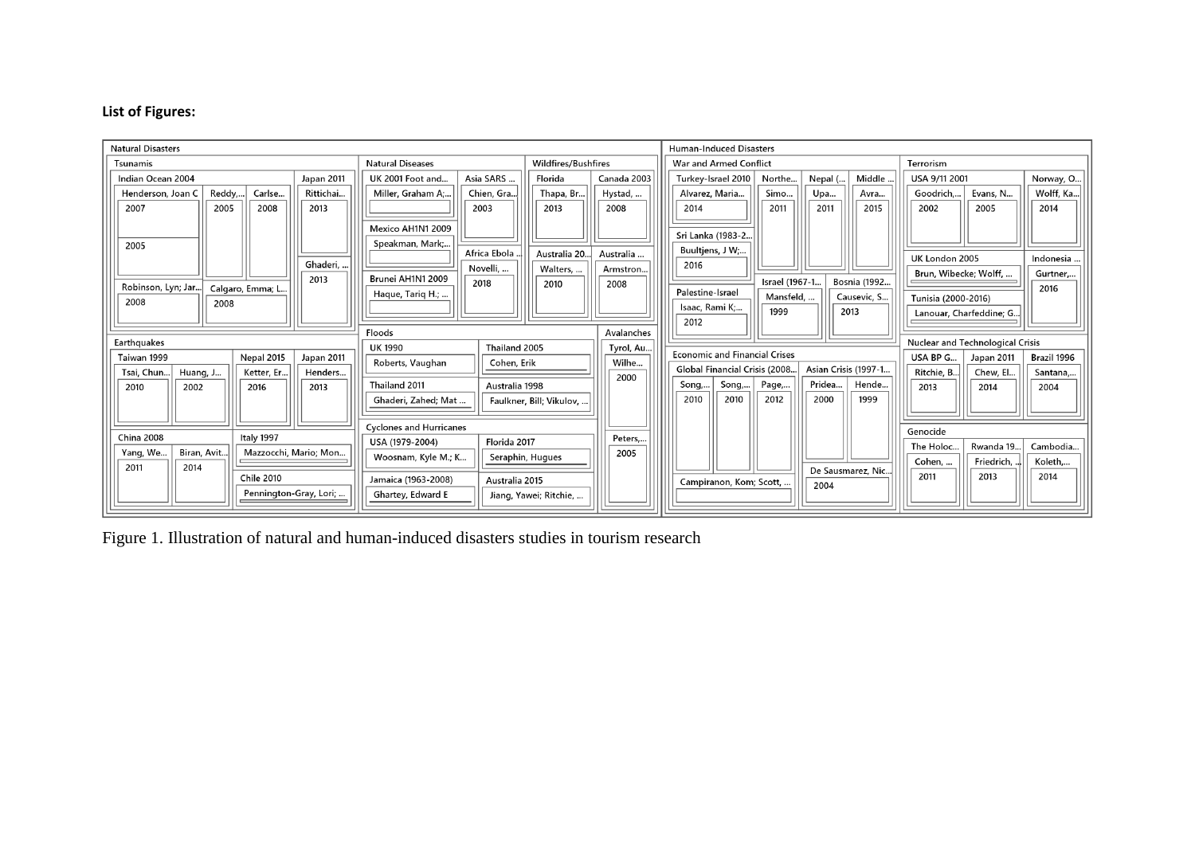**List of Figures:**

Figure 1. Illustration of natural and human-induced disasters studies in tourism research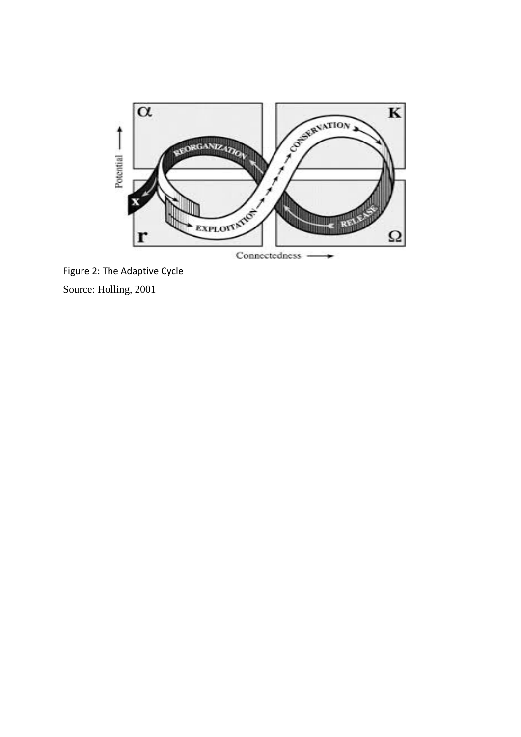Figure 2: The Adaptive Cycle

Source: Holling, 2001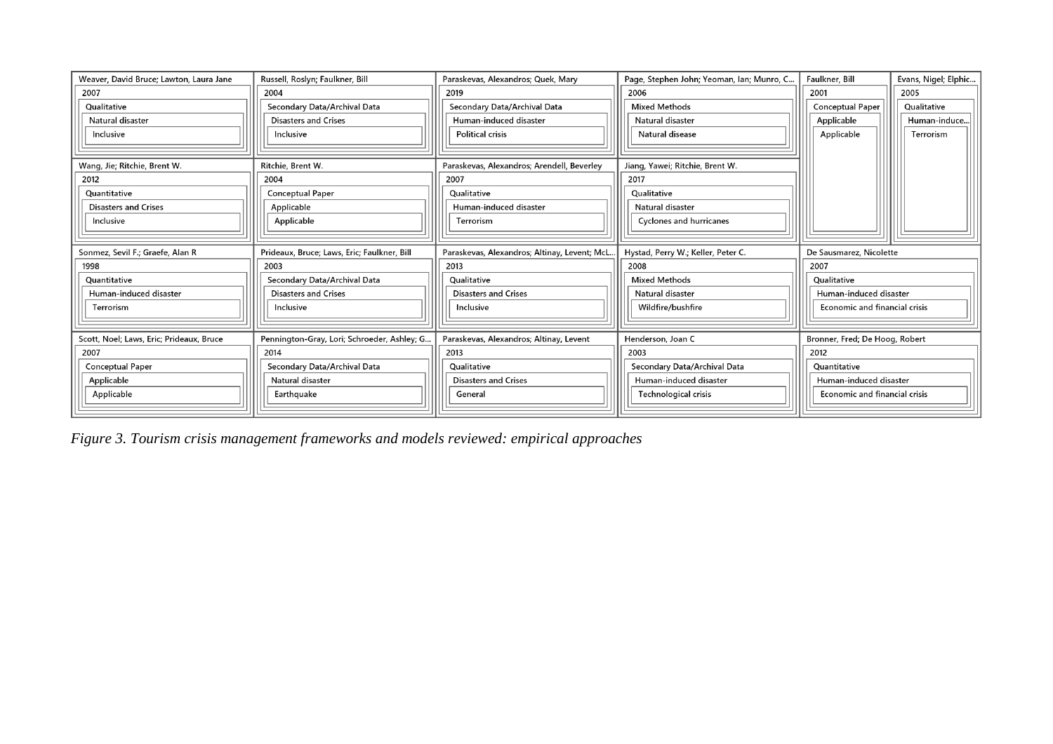| | | | | |
|---|---|---|---|---|
| Weaver, David Bruce; Lawton, Laura Jane | 2007 | Qualitative | Natural disaster | Inclusive |
| Russell, Roslyn; Faulkner, Bill | 2004 | Secondary Data/Archival Data | Disasters and Crises | Inclusive |
| Paraskevas, Alexandros; Quek, Mary | 2019 | Secondary Data/Archival Data | Human-induced disaster | Political crisis |
| Page, Stephen John; Yeoman, Ian; Munro, C... | 2006 | Mixed Methods | Natural disaster | Natural disease |
| Faulkner, Bill | 2001 | Conceptual Paper | Applicable | Applicable |
| Evans, Nigel; Elphic... | 2005 | Qualitative | Human-induce... | Terrorism |
| Wang, Jie; Ritchie, Brent W. | 2012 | Quantitative | Disasters and Crises | Inclusive |
| Ritchie, Brent W. | 2004 | Conceptual Paper | Applicable | Applicable |
| Paraskevas, Alexandros; Arendell, Beverley | 2007 | Qualitative | Human-induced disaster | Terrorism |
| Jiang, Yawei; Ritchie, Brent W. | 2017 | Qualitative | Natural disaster | Cyclones and hurricanes |
| Sonmez, Sevil F.; Graefe, Alan R | 1998 | Quantitative | Human-induced disaster | Terrorism |
| Prideaux, Bruce; Laws, Eric; Faulkner, Bill | 2003 | Secondary Data/Archival Data | Disasters and Crises | Inclusive |
| Paraskevas, Alexandros; Altinay, Levent; McL... | 2013 | Qualitative | Disasters and Crises | Inclusive |
| Hystad, Perry W.; Keller, Peter C. | 2008 | Mixed Methods | Natural disaster | Wildfire/bushfire |
| De Sausmarez, Nicolette | 2007 | Qualitative | Human-induced disaster | Economic and financial crisis |
| Scott, Noel; Laws, Eric; Prideaux, Bruce | 2007 | Conceptual Paper | Applicable | Applicable |
| Pennington-Gray, Lori; Schroeder, Ashley; G... | 2014 | Secondary Data/Archival Data | Natural disaster | Earthquake |
| Paraskevas, Alexandros; Altinay, Levent | 2013 | Qualitative | Disasters and Crises | General |
| Henderson, Joan C | 2003 | Secondary Data/Archival Data | Human-induced disaster | Technological crisis |
| Bronner, Fred; De Hoog, Robert | 2012 | Quantitative | Human-induced disaster | Economic and financial crisis |

*Figure 3. Tourism crisis management frameworks and models reviewed: empirical approaches*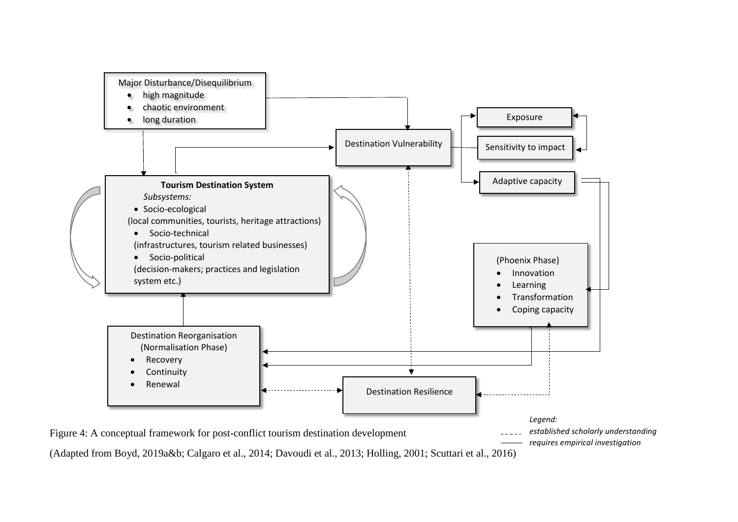Major Disturbance/Disequilibrium
- high magnitude
- chaotic environment
- long duration

Destination Vulnerability

Exposure

Sensitivity to impact

Adaptive capacity

**Tourism Destination System**
*Subsystems:*
- Socio-ecological
(local communities, tourists, heritage attractions)
- Socio-technical
(infrastructures, tourism related businesses)
- Socio-political
(decision-makers; practices and legislation system etc.)

(Phoenix Phase)
- Innovation
- Learning
- Transformation
- Coping capacity

Destination Reorganisation
(Normalisation Phase)
- Recovery
- Continuity
- Renewal

Destination Resilience

*Legend:*
*established scholarly understanding*
*requires empirical investigation*

Figure 4: A conceptual framework for post-conflict tourism destination development

(Adapted from Boyd, 2019a&b; Calgaro et al., 2014; Davoudi et al., 2013; Holling, 2001; Scuttari et al., 2016)